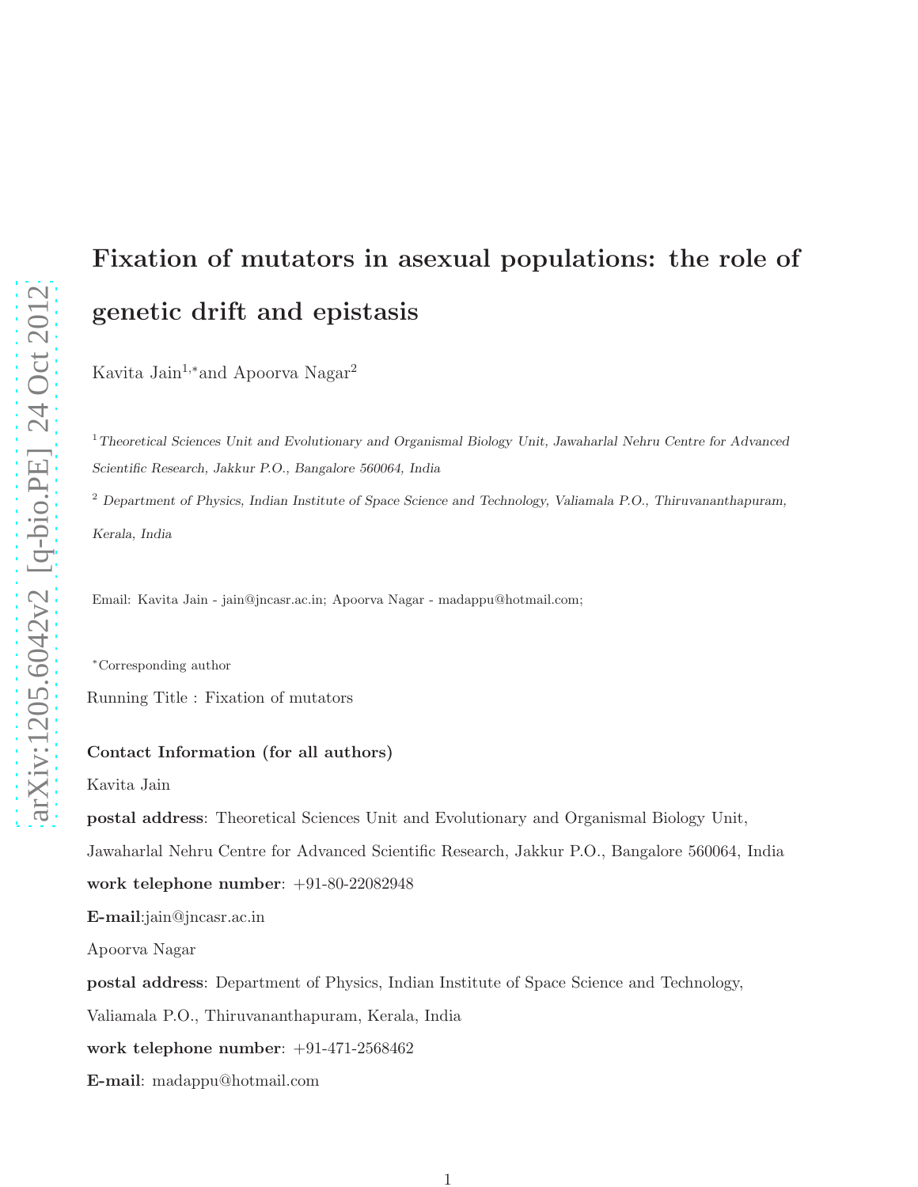# Fixation of mutators in asexual populations: the role of genetic drift and epistasis

Kavita Jain[1,*] and Apoorva Nagar[2]

[1] *Theoretical Sciences Unit and Evolutionary and Organismal Biology Unit, Jawaharlal Nehru Centre for Advanced Scientific Research, Jakkur P.O., Bangalore 560064, India*

[2] *Department of Physics, Indian Institute of Space Science and Technology, Valiamala P.O., Thiruvananthapuram, Kerala, India*

Email: Kavita Jain - jain@jncasr.ac.in; Apoorva Nagar - madappu@hotmail.com;

[*] Corresponding author

Running Title : Fixation of mutators

**Contact Information (for all authors)**

Kavita Jain

**postal address**: Theoretical Sciences Unit and Evolutionary and Organismal Biology Unit, Jawaharlal Nehru Centre for Advanced Scientific Research, Jakkur P.O., Bangalore 560064, India

**work telephone number**: +91-80-22082948

**E-mail**:jain@jncasr.ac.in

Apoorva Nagar

**postal address**: Department of Physics, Indian Institute of Space Science and Technology, Valiamala P.O., Thiruvananthapuram, Kerala, India

**work telephone number**: +91-471-2568462

**E-mail**: madappu@hotmail.com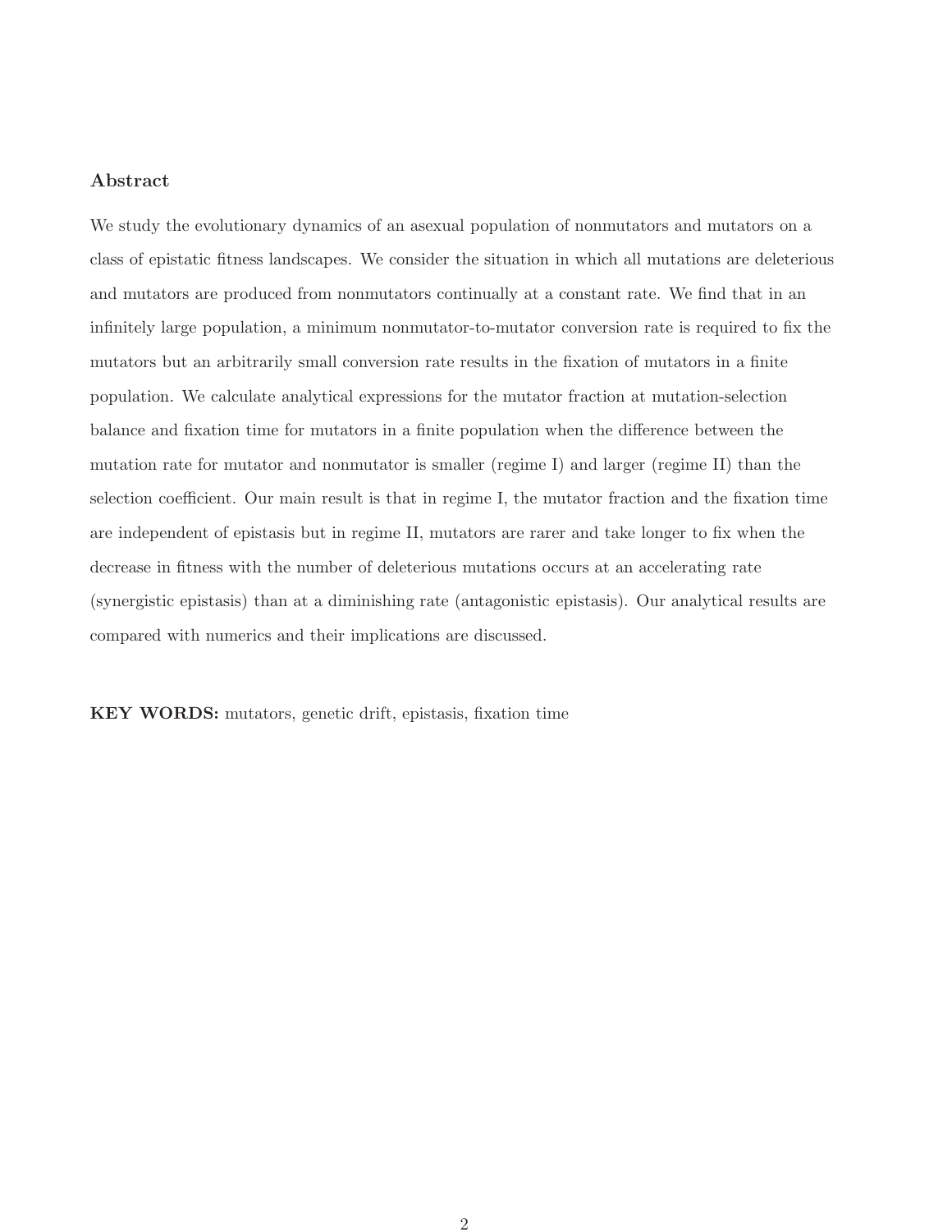## Abstract

We study the evolutionary dynamics of an asexual population of nonmutators and mutators on a class of epistatic fitness landscapes. We consider the situation in which all mutations are deleterious and mutators are produced from nonmutators continually at a constant rate. We find that in an infinitely large population, a minimum nonmutator-to-mutator conversion rate is required to fix the mutators but an arbitrarily small conversion rate results in the fixation of mutators in a finite population. We calculate analytical expressions for the mutator fraction at mutation-selection balance and fixation time for mutators in a finite population when the difference between the mutation rate for mutator and nonmutator is smaller (regime I) and larger (regime II) than the selection coefficient. Our main result is that in regime I, the mutator fraction and the fixation time are independent of epistasis but in regime II, mutators are rarer and take longer to fix when the decrease in fitness with the number of deleterious mutations occurs at an accelerating rate (synergistic epistasis) than at a diminishing rate (antagonistic epistasis). Our analytical results are compared with numerics and their implications are discussed.

**KEY WORDS:** mutators, genetic drift, epistasis, fixation time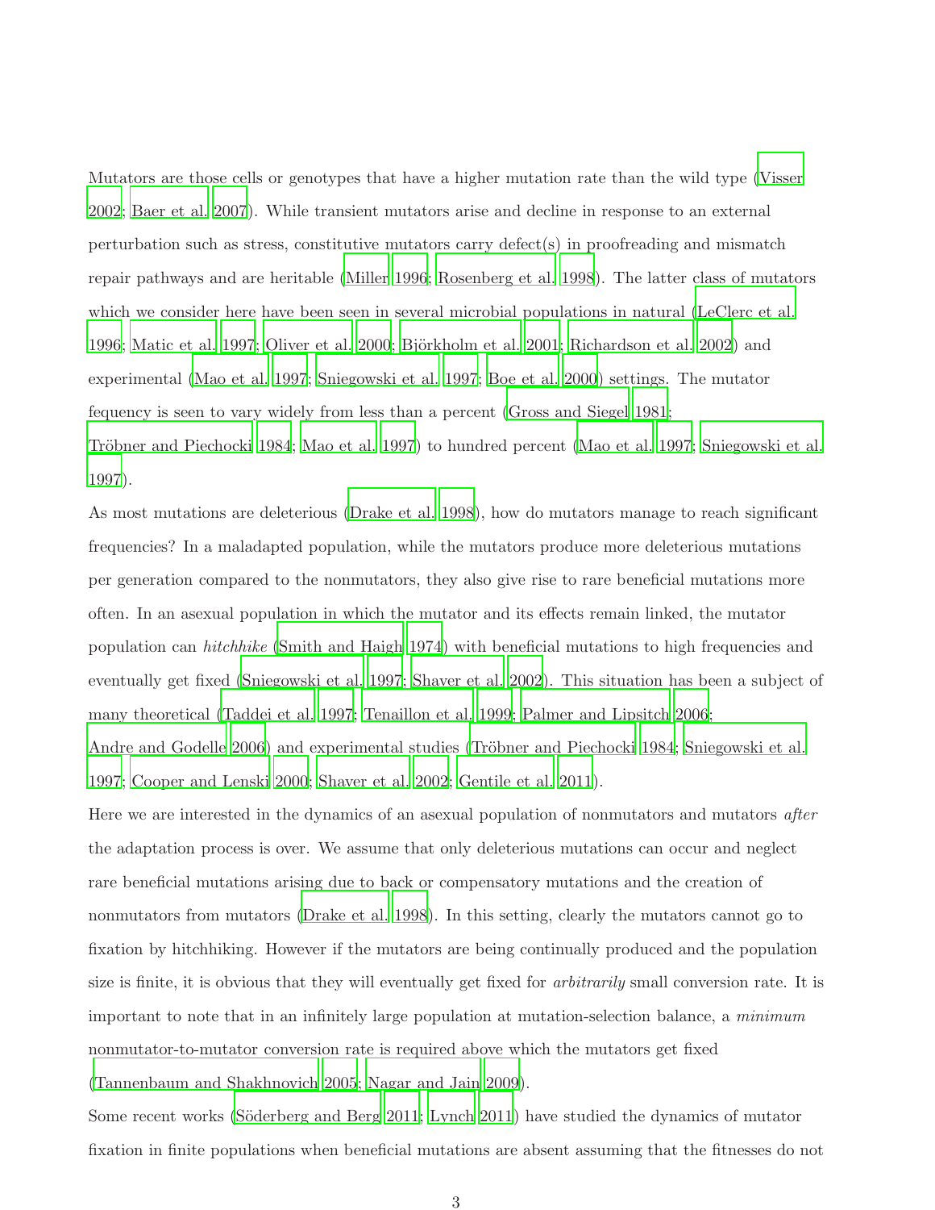Mutators are those cells or genotypes that have a higher mutation rate than the wild type (Visser 2002; Baer et al. 2007). While transient mutators arise and decline in response to an external perturbation such as stress, constitutive mutators carry defect(s) in proofreading and mismatch repair pathways and are heritable (Miller 1996; Rosenberg et al. 1998). The latter class of mutators which we consider here have been seen in several microbial populations in natural (LeClerc et al. 1996; Matic et al. 1997; Oliver et al. 2000; Björkholm et al. 2001; Richardson et al. 2002) and experimental (Mao et al. 1997; Sniegowski et al. 1997; Boe et al. 2000) settings. The mutator fequency is seen to vary widely from less than a percent (Gross and Siegel 1981; Tröbner and Piechocki 1984; Mao et al. 1997) to hundred percent (Mao et al. 1997; Sniegowski et al. 1997).

As most mutations are deleterious (Drake et al. 1998), how do mutators manage to reach significant frequencies? In a maladapted population, while the mutators produce more deleterious mutations per generation compared to the nonmutators, they also give rise to rare beneficial mutations more often. In an asexual population in which the mutator and its effects remain linked, the mutator population can *hitchhike* (Smith and Haigh 1974) with beneficial mutations to high frequencies and eventually get fixed (Sniegowski et al. 1997; Shaver et al. 2002). This situation has been a subject of many theoretical (Taddei et al. 1997; Tenaillon et al. 1999; Palmer and Lipsitch 2006; Andre and Godelle 2006) and experimental studies (Tröbner and Piechocki 1984; Sniegowski et al. 1997; Cooper and Lenski 2000; Shaver et al. 2002; Gentile et al. 2011).

Here we are interested in the dynamics of an asexual population of nonmutators and mutators *after* the adaptation process is over. We assume that only deleterious mutations can occur and neglect rare beneficial mutations arising due to back or compensatory mutations and the creation of nonmutators from mutators (Drake et al. 1998). In this setting, clearly the mutators cannot go to fixation by hitchhiking. However if the mutators are being continually produced and the population size is finite, it is obvious that they will eventually get fixed for *arbitrarily* small conversion rate. It is important to note that in an infinitely large population at mutation-selection balance, a *minimum* nonmutator-to-mutator conversion rate is required above which the mutators get fixed (Tannenbaum and Shakhnovich 2005; Nagar and Jain 2009).

Some recent works (Söderberg and Berg 2011; Lynch 2011) have studied the dynamics of mutator fixation in finite populations when beneficial mutations are absent assuming that the fitnesses do not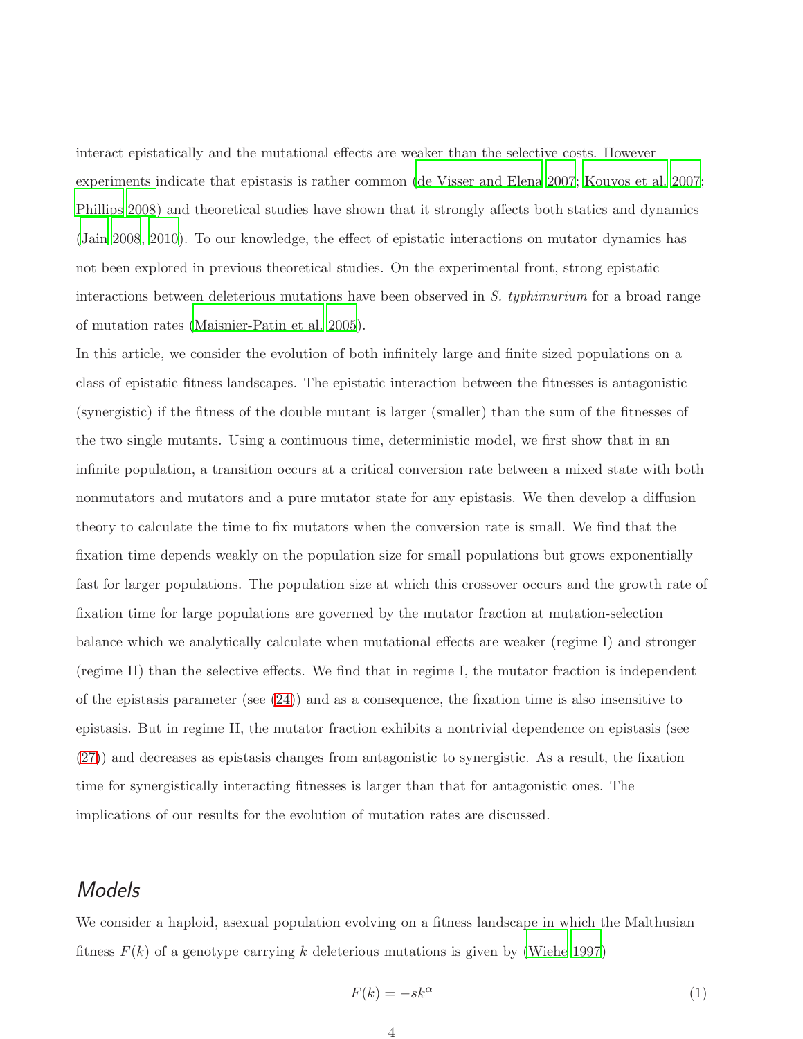interact epistatically and the mutational effects are weaker than the selective costs. However experiments indicate that epistasis is rather common (de Visser and Elena 2007; Kouyos et al. 2007; Phillips 2008) and theoretical studies have shown that it strongly affects both statics and dynamics (Jain 2008, 2010). To our knowledge, the effect of epistatic interactions on mutator dynamics has not been explored in previous theoretical studies. On the experimental front, strong epistatic interactions between deleterious mutations have been observed in *S. typhimurium* for a broad range of mutation rates (Maisnier-Patin et al. 2005).

In this article, we consider the evolution of both infinitely large and finite sized populations on a class of epistatic fitness landscapes. The epistatic interaction between the fitnesses is antagonistic (synergistic) if the fitness of the double mutant is larger (smaller) than the sum of the fitnesses of the two single mutants. Using a continuous time, deterministic model, we first show that in an infinite population, a transition occurs at a critical conversion rate between a mixed state with both nonmutators and mutators and a pure mutator state for any epistasis. We then develop a diffusion theory to calculate the time to fix mutators when the conversion rate is small. We find that the fixation time depends weakly on the population size for small populations but grows exponentially fast for larger populations. The population size at which this crossover occurs and the growth rate of fixation time for large populations are governed by the mutator fraction at mutation-selection balance which we analytically calculate when mutational effects are weaker (regime I) and stronger (regime II) than the selective effects. We find that in regime I, the mutator fraction is independent of the epistasis parameter (see (24)) and as a consequence, the fixation time is also insensitive to epistasis. But in regime II, the mutator fraction exhibits a nontrivial dependence on epistasis (see (27)) and decreases as epistasis changes from antagonistic to synergistic. As a result, the fixation time for synergistically interacting fitnesses is larger than that for antagonistic ones. The implications of our results for the evolution of mutation rates are discussed.

## Models

We consider a haploid, asexual population evolving on a fitness landscape in which the Malthusian fitness $F(k)$ of a genotype carrying $k$ deleterious mutations is given by (Wiehe 1997)

$$F(k) = -sk^{\alpha} \tag{1}$$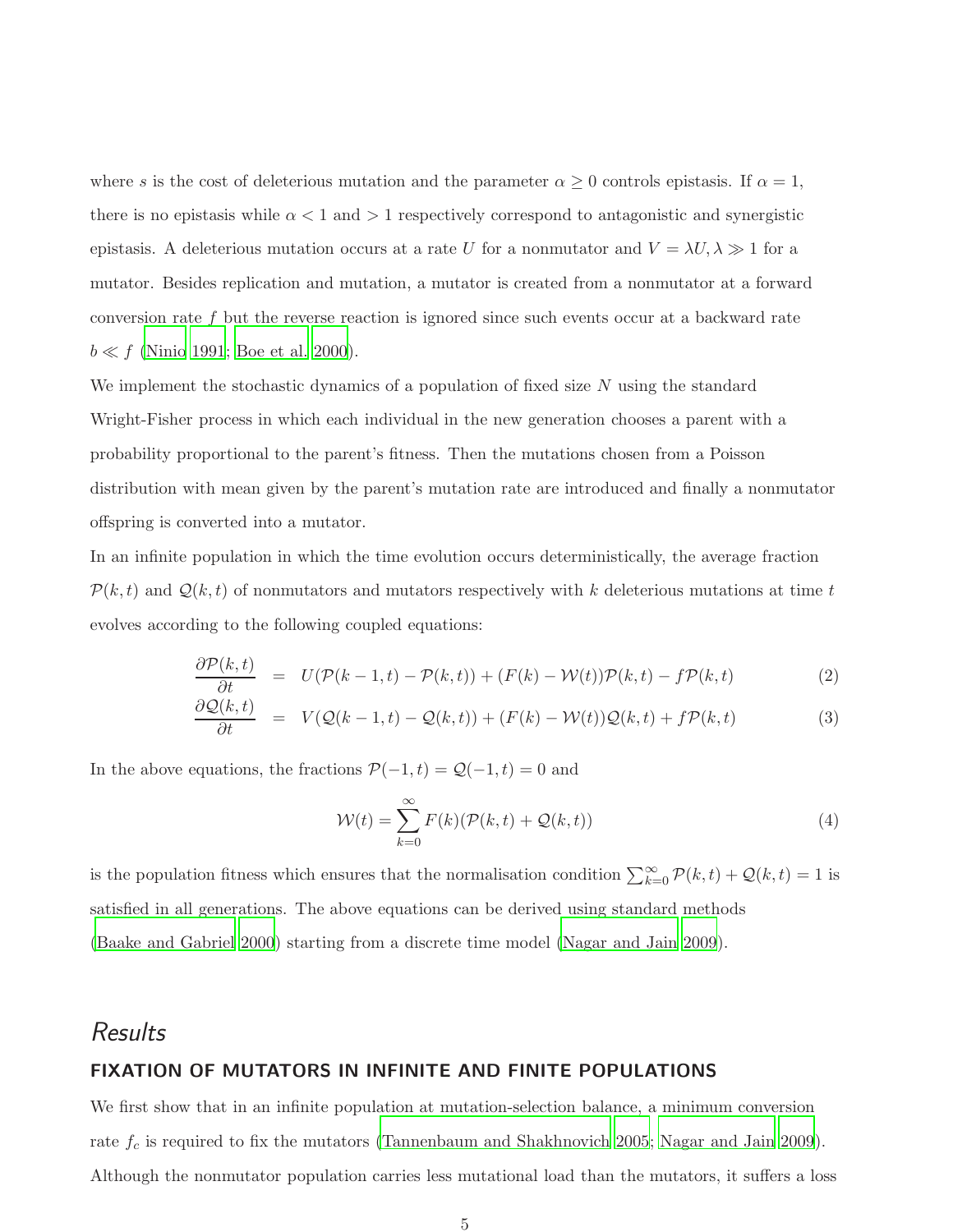where $s$ is the cost of deleterious mutation and the parameter $\alpha \geq 0$ controls epistasis. If $\alpha = 1$, there is no epistasis while $\alpha < 1$ and $> 1$ respectively correspond to antagonistic and synergistic epistasis. A deleterious mutation occurs at a rate $U$ for a nonmutator and $V = \lambda U, \lambda \gg 1$ for a mutator. Besides replication and mutation, a mutator is created from a nonmutator at a forward conversion rate $f$ but the reverse reaction is ignored since such events occur at a backward rate $b \ll f$ (Ninio 1991; Boe et al. 2000).

We implement the stochastic dynamics of a population of fixed size $N$ using the standard Wright-Fisher process in which each individual in the new generation chooses a parent with a probability proportional to the parent's fitness. Then the mutations chosen from a Poisson distribution with mean given by the parent's mutation rate are introduced and finally a nonmutator offspring is converted into a mutator.

In an infinite population in which the time evolution occurs deterministically, the average fraction $\mathcal{P}(k,t)$ and $\mathcal{Q}(k,t)$ of nonmutators and mutators respectively with $k$ deleterious mutations at time $t$ evolves according to the following coupled equations:

$$\frac{\partial \mathcal{P}(k,t)}{\partial t} = U(\mathcal{P}(k-1,t) - \mathcal{P}(k,t)) + (F(k) - \mathcal{W}(t))\mathcal{P}(k,t) - f\mathcal{P}(k,t) \tag{2}$$

$$\frac{\partial \mathcal{Q}(k,t)}{\partial t} = V(\mathcal{Q}(k-1,t) - \mathcal{Q}(k,t)) + (F(k) - \mathcal{W}(t))\mathcal{Q}(k,t) + f\mathcal{P}(k,t) \tag{3}$$

In the above equations, the fractions $\mathcal{P}(-1,t) = \mathcal{Q}(-1,t) = 0$ and

$$\mathcal{W}(t) = \sum_{k=0}^{\infty} F(k)(\mathcal{P}(k,t) + \mathcal{Q}(k,t)) \tag{4}$$

is the population fitness which ensures that the normalisation condition $\sum_{k=0}^{\infty} \mathcal{P}(k,t) + \mathcal{Q}(k,t) = 1$ is satisfied in all generations. The above equations can be derived using standard methods (Baake and Gabriel 2000) starting from a discrete time model (Nagar and Jain 2009).

## Results

### FIXATION OF MUTATORS IN INFINITE AND FINITE POPULATIONS

We first show that in an infinite population at mutation-selection balance, a minimum conversion rate $f_c$ is required to fix the mutators (Tannenbaum and Shakhnovich 2005; Nagar and Jain 2009). Although the nonmutator population carries less mutational load than the mutators, it suffers a loss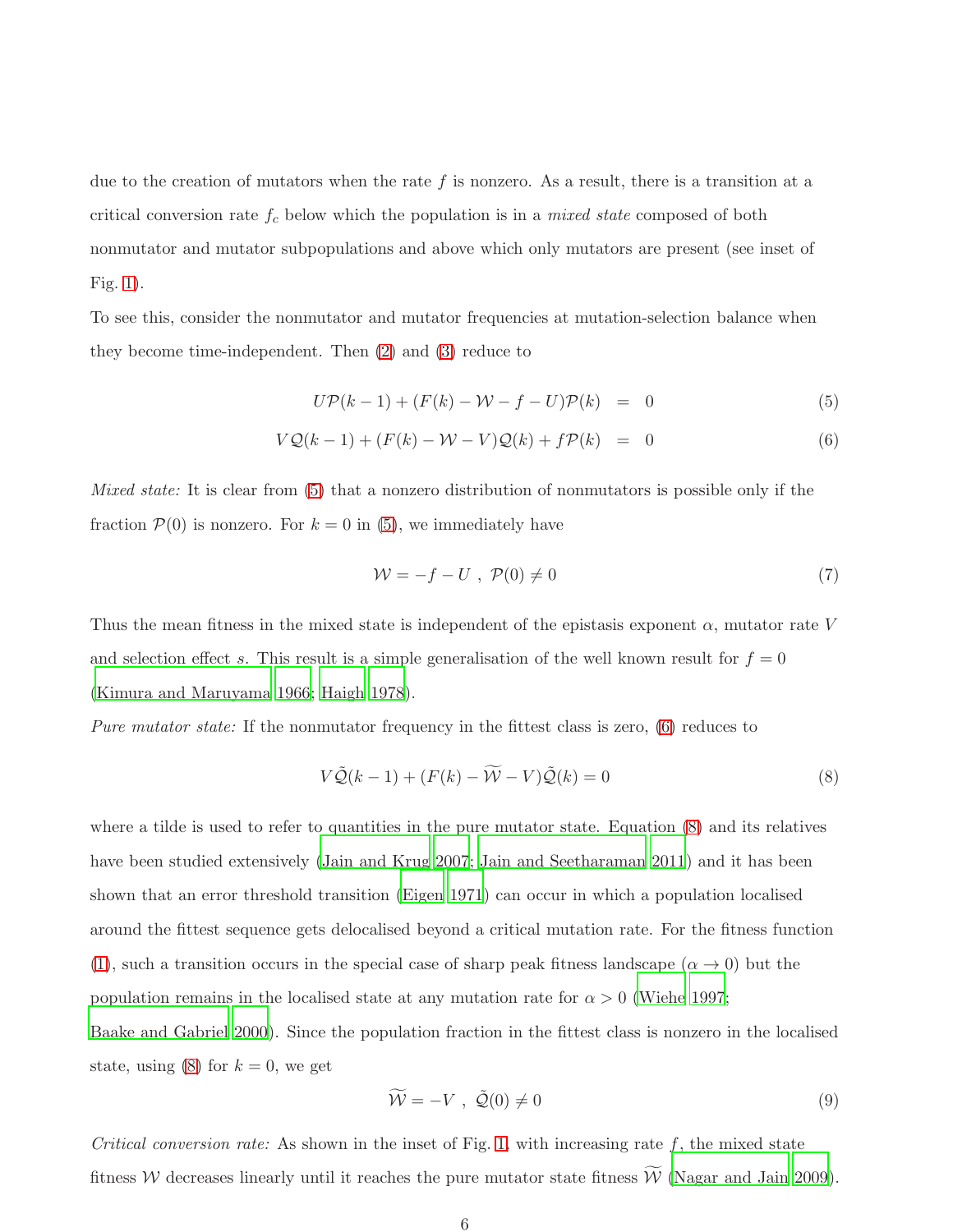due to the creation of mutators when the rate $f$ is nonzero. As a result, there is a transition at a critical conversion rate $f_c$ below which the population is in a *mixed state* composed of both nonmutator and mutator subpopulations and above which only mutators are present (see inset of Fig. 1).

To see this, consider the nonmutator and mutator frequencies at mutation-selection balance when they become time-independent. Then (2) and (3) reduce to

$$U\mathcal{P}(k-1) + (F(k) - \mathcal{W} - f - U)\mathcal{P}(k) = 0 \tag{5}$$

$$V\mathcal{Q}(k-1) + (F(k) - \mathcal{W} - V)\mathcal{Q}(k) + f\mathcal{P}(k) = 0 \tag{6}$$

*Mixed state:* It is clear from (5) that a nonzero distribution of nonmutators is possible only if the fraction $\mathcal{P}(0)$ is nonzero. For $k = 0$ in (5), we immediately have

$$\mathcal{W} = -f - U \ , \ \mathcal{P}(0) \neq 0 \tag{7}$$

Thus the mean fitness in the mixed state is independent of the epistasis exponent $\alpha$, mutator rate $V$ and selection effect $s$. This result is a simple generalisation of the well known result for $f = 0$ (Kimura and Maruyama 1966; Haigh 1978).

*Pure mutator state:* If the nonmutator frequency in the fittest class is zero, (6) reduces to

$$V\tilde{\mathcal{Q}}(k-1) + (F(k) - \widetilde{\mathcal{W}} - V)\tilde{\mathcal{Q}}(k) = 0 \tag{8}$$

where a tilde is used to refer to quantities in the pure mutator state. Equation (8) and its relatives have been studied extensively (Jain and Krug 2007; Jain and Seetharaman 2011) and it has been shown that an error threshold transition (Eigen 1971) can occur in which a population localised around the fittest sequence gets delocalised beyond a critical mutation rate. For the fitness function (1), such a transition occurs in the special case of sharp peak fitness landscape ($\alpha \to 0$) but the population remains in the localised state at any mutation rate for $\alpha > 0$ (Wiehe 1997; Baake and Gabriel 2000). Since the population fraction in the fittest class is nonzero in the localised state, using (8) for $k = 0$, we get

$$\widetilde{\mathcal{W}} = -V \ , \ \tilde{\mathcal{Q}}(0) \neq 0 \tag{9}$$

*Critical conversion rate:* As shown in the inset of Fig. 1, with increasing rate $f$, the mixed state fitness $\mathcal{W}$ decreases linearly until it reaches the pure mutator state fitness $\widetilde{\mathcal{W}}$ (Nagar and Jain 2009).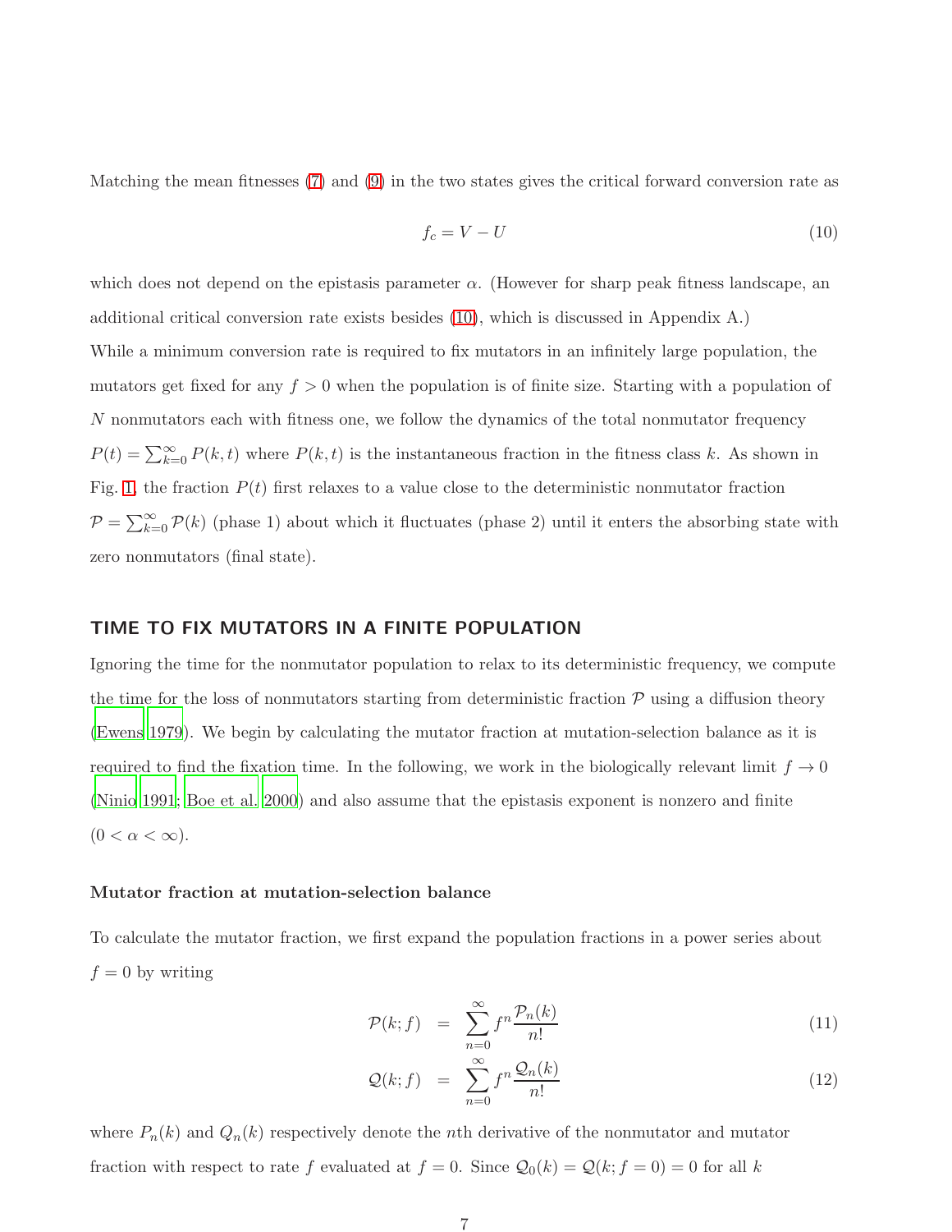Matching the mean fitnesses (7) and (9) in the two states gives the critical forward conversion rate as

$$f_c = V - U \tag{10}$$

which does not depend on the epistasis parameter $\alpha$. (However for sharp peak fitness landscape, an additional critical conversion rate exists besides (10), which is discussed in Appendix A.)

While a minimum conversion rate is required to fix mutators in an infinitely large population, the mutators get fixed for any $f > 0$ when the population is of finite size. Starting with a population of $N$ nonmutators each with fitness one, we follow the dynamics of the total nonmutator frequency $P(t) = \sum_{k=0}^{\infty} P(k,t)$ where $P(k,t)$ is the instantaneous fraction in the fitness class $k$. As shown in Fig. 1, the fraction $P(t)$ first relaxes to a value close to the deterministic nonmutator fraction $\mathcal{P} = \sum_{k=0}^{\infty} \mathcal{P}(k)$ (phase 1) about which it fluctuates (phase 2) until it enters the absorbing state with zero nonmutators (final state).

## TIME TO FIX MUTATORS IN A FINITE POPULATION

Ignoring the time for the nonmutator population to relax to its deterministic frequency, we compute the time for the loss of nonmutators starting from deterministic fraction $\mathcal{P}$ using a diffusion theory (Ewens 1979). We begin by calculating the mutator fraction at mutation-selection balance as it is required to find the fixation time. In the following, we work in the biologically relevant limit $f \to 0$ (Ninio 1991; Boe et al. 2000) and also assume that the epistasis exponent is nonzero and finite ($0 < \alpha < \infty$).

### Mutator fraction at mutation-selection balance

To calculate the mutator fraction, we first expand the population fractions in a power series about $f = 0$ by writing

$$\mathcal{P}(k;f) = \sum_{n=0}^{\infty} f^n \frac{\mathcal{P}_n(k)}{n!} \tag{11}$$

$$\mathcal{Q}(k;f) = \sum_{n=0}^{\infty} f^n \frac{\mathcal{Q}_n(k)}{n!} \tag{12}$$

where $P_n(k)$ and $Q_n(k)$ respectively denote the $n$th derivative of the nonmutator and mutator fraction with respect to rate $f$ evaluated at $f = 0$. Since $\mathcal{Q}_0(k) = \mathcal{Q}(k; f = 0) = 0$ for all $k$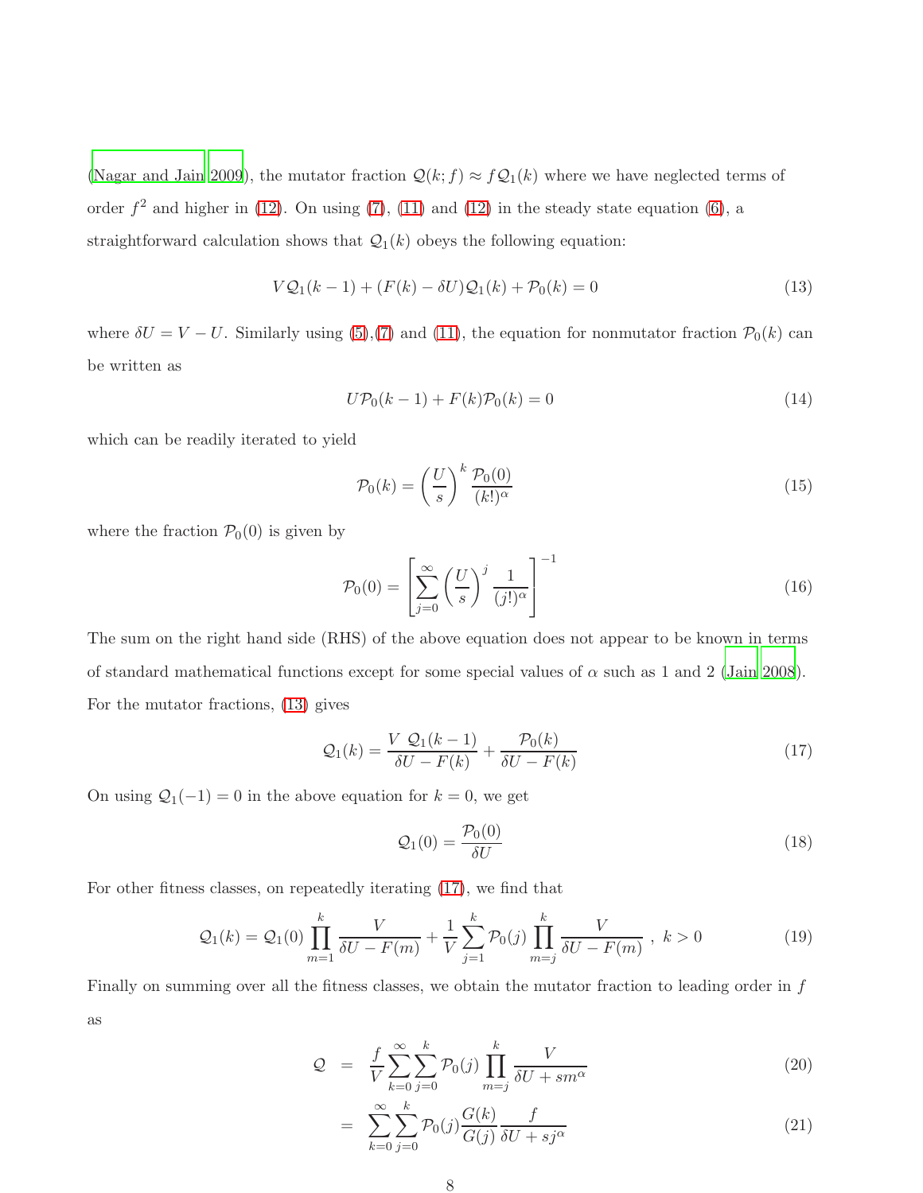(Nagar and Jain 2009), the mutator fraction $\mathcal{Q}(k; f) \approx f \mathcal{Q}_1(k)$ where we have neglected terms of order $f^2$ and higher in (12). On using (7), (11) and (12) in the steady state equation (6), a straightforward calculation shows that $\mathcal{Q}_1(k)$ obeys the following equation:

$$V \mathcal{Q}_1(k-1) + (F(k) - \delta U)\mathcal{Q}_1(k) + \mathcal{P}_0(k) = 0 \tag{13}$$

where $\delta U = V - U$. Similarly using (5),(7) and (11), the equation for nonmutator fraction $\mathcal{P}_0(k)$ can be written as

$$U \mathcal{P}_0(k-1) + F(k)\mathcal{P}_0(k) = 0 \tag{14}$$

which can be readily iterated to yield

$$\mathcal{P}_0(k) = \left(\frac{U}{s}\right)^k \frac{\mathcal{P}_0(0)}{(k!)^\alpha} \tag{15}$$

where the fraction $\mathcal{P}_0(0)$ is given by

$$\mathcal{P}_0(0) = \left[\sum_{j=0}^{\infty} \left(\frac{U}{s}\right)^j \frac{1}{(j!)^\alpha}\right]^{-1} \tag{16}$$

The sum on the right hand side (RHS) of the above equation does not appear to be known in terms of standard mathematical functions except for some special values of $\alpha$ such as 1 and 2 (Jain 2008). For the mutator fractions, (13) gives

$$\mathcal{Q}_1(k) = \frac{V \ \mathcal{Q}_1(k-1)}{\delta U - F(k)} + \frac{\mathcal{P}_0(k)}{\delta U - F(k)} \tag{17}$$

On using $\mathcal{Q}_1(-1) = 0$ in the above equation for $k = 0$, we get

$$\mathcal{Q}_1(0) = \frac{\mathcal{P}_0(0)}{\delta U} \tag{18}$$

For other fitness classes, on repeatedly iterating (17), we find that

$$\mathcal{Q}_1(k) = \mathcal{Q}_1(0) \prod_{m=1}^{k} \frac{V}{\delta U - F(m)} + \frac{1}{V} \sum_{j=1}^{k} \mathcal{P}_0(j) \prod_{m=j}^{k} \frac{V}{\delta U - F(m)} \ , \ k > 0 \tag{19}$$

Finally on summing over all the fitness classes, we obtain the mutator fraction to leading order in $f$ as

$$\mathcal{Q} = \frac{f}{V} \sum_{k=0}^{\infty} \sum_{j=0}^{k} \mathcal{P}_0(j) \prod_{m=j}^{k} \frac{V}{\delta U + s m^\alpha} \tag{20}$$

$$= \sum_{k=0}^{\infty} \sum_{j=0}^{k} \mathcal{P}_0(j) \frac{G(k)}{G(j)} \frac{f}{\delta U + s j^\alpha} \tag{21}$$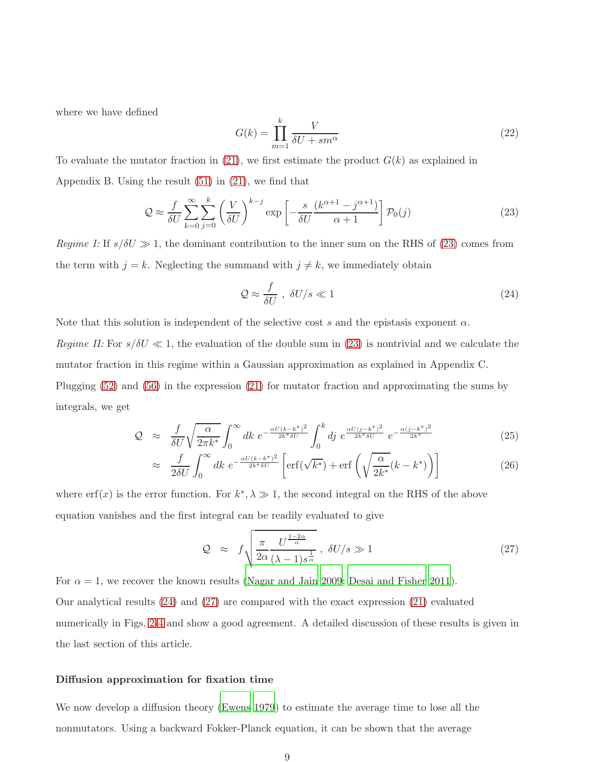where we have defined

$$G(k) = \prod_{m=1}^{k} \frac{V}{\delta U + s m^{\alpha}} \tag{22}$$

To evaluate the mutator fraction in (21), we first estimate the product $G(k)$ as explained in Appendix B. Using the result (51) in (21), we find that

$$\mathcal{Q} \approx \frac{f}{\delta U} \sum_{k=0}^{\infty} \sum_{j=0}^{k} \left(\frac{V}{\delta U}\right)^{k-j} \exp\left[-\frac{s}{\delta U} \frac{(k^{\alpha+1} - j^{\alpha+1})}{\alpha+1}\right] \mathcal{P}_0(j) \tag{23}$$

*Regime I:* If $s/\delta U \gg 1$, the dominant contribution to the inner sum on the RHS of (23) comes from the term with $j = k$. Neglecting the summand with $j \neq k$, we immediately obtain

$$\mathcal{Q} \approx \frac{f}{\delta U} \ , \ \delta U/s \ll 1 \tag{24}$$

Note that this solution is independent of the selective cost $s$ and the epistasis exponent $\alpha$.

*Regime II:* For $s/\delta U \ll 1$, the evaluation of the double sum in (23) is nontrivial and we calculate the mutator fraction in this regime within a Gaussian approximation as explained in Appendix C. Plugging (52) and (56) in the expression (21) for mutator fraction and approximating the sums by integrals, we get

$$\mathcal{Q} \approx \frac{f}{\delta U} \sqrt{\frac{\alpha}{2\pi k^*}} \int_0^{\infty} dk \ e^{-\frac{\alpha U (k-k^*)^2}{2k^* \delta U}} \int_0^k dj \ e^{\frac{\alpha U (j-k^*)^2}{2k^* \delta U}} \ e^{-\frac{\alpha (j-k^*)^2}{2k^*}} \tag{25}$$

$$\approx \frac{f}{2\delta U} \int_0^{\infty} dk \ e^{-\frac{\alpha U (k-k^*)^2}{2k^* \delta U}} \left[\text{erf}(\sqrt{k^*}) + \text{erf}\left(\sqrt{\frac{\alpha}{2k^*}}(k - k^*)\right)\right] \tag{26}$$

where $\text{erf}(x)$ is the error function. For $k^*, \lambda \gg 1$, the second integral on the RHS of the above equation vanishes and the first integral can be readily evaluated to give

$$\mathcal{Q} \approx f \sqrt{\frac{\pi}{2\alpha} \frac{U^{\frac{1-2\alpha}{\alpha}}}{(\lambda-1)s^{\frac{1}{\alpha}}}} \ , \ \delta U/s \gg 1 \tag{27}$$

For $\alpha = 1$, we recover the known results (Nagar and Jain 2009; Desai and Fisher 2011).

Our analytical results (24) and (27) are compared with the exact expression (21) evaluated numerically in Figs. 2-4 and show a good agreement. A detailed discussion of these results is given in the last section of this article.

### Diffusion approximation for fixation time

We now develop a diffusion theory (Ewens 1979) to estimate the average time to lose all the nonmutators. Using a backward Fokker-Planck equation, it can be shown that the average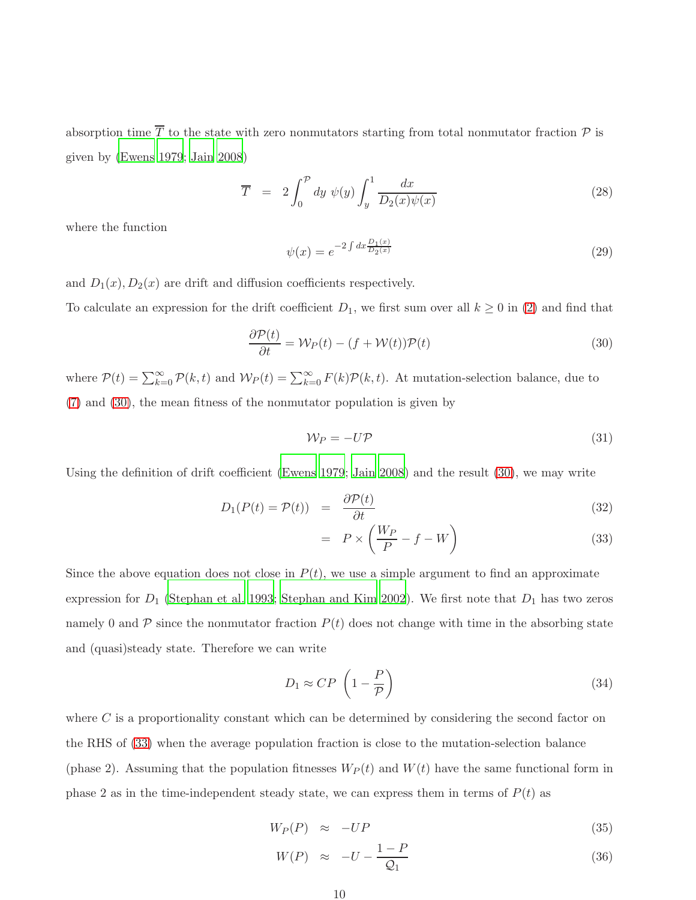absorption time $\overline{T}$ to the state with zero nonmutators starting from total nonmutator fraction $\mathcal{P}$ is given by (Ewens 1979; Jain 2008)

$$\overline{T} \;=\; 2\int_0^{\mathcal{P}} dy \;\psi(y) \int_y^1 \frac{dx}{D_2(x)\psi(x)} \tag{28}$$

where the function

$$\psi(x) = e^{-2\int dx \frac{D_1(x)}{D_2(x)}} \tag{29}$$

and $D_1(x), D_2(x)$ are drift and diffusion coefficients respectively.

To calculate an expression for the drift coefficient $D_1$, we first sum over all $k \geq 0$ in (2) and find that

$$\frac{\partial \mathcal{P}(t)}{\partial t} = \mathcal{W}_P(t) - (f + \mathcal{W}(t))\mathcal{P}(t) \tag{30}$$

where $\mathcal{P}(t) = \sum_{k=0}^{\infty} \mathcal{P}(k,t)$ and $\mathcal{W}_P(t) = \sum_{k=0}^{\infty} F(k)\mathcal{P}(k,t)$. At mutation-selection balance, due to (7) and (30), the mean fitness of the nonmutator population is given by

$$\mathcal{W}_P = -U\mathcal{P} \tag{31}$$

Using the definition of drift coefficient (Ewens 1979; Jain 2008) and the result (30), we may write

$$D_1(P(t) = \mathcal{P}(t)) \;=\; \frac{\partial \mathcal{P}(t)}{\partial t} \tag{32}$$

$$\;=\; P \times \left(\frac{W_P}{P} - f - W\right) \tag{33}$$

Since the above equation does not close in $P(t)$, we use a simple argument to find an approximate expression for $D_1$ (Stephan et al. 1993; Stephan and Kim 2002). We first note that $D_1$ has two zeros namely 0 and $\mathcal{P}$ since the nonmutator fraction $P(t)$ does not change with time in the absorbing state and (quasi)steady state. Therefore we can write

$$D_1 \approx CP\,\left(1 - \frac{P}{\mathcal{P}}\right) \tag{34}$$

where $C$ is a proportionality constant which can be determined by considering the second factor on the RHS of (33) when the average population fraction is close to the mutation-selection balance (phase 2). Assuming that the population fitnesses $W_P(t)$ and $W(t)$ have the same functional form in phase 2 as in the time-independent steady state, we can express them in terms of $P(t)$ as

$$W_P(P) \;\approx\; -UP \tag{35}$$

$$W(P) \;\approx\; -U - \frac{1-P}{\mathcal{Q}_1} \tag{36}$$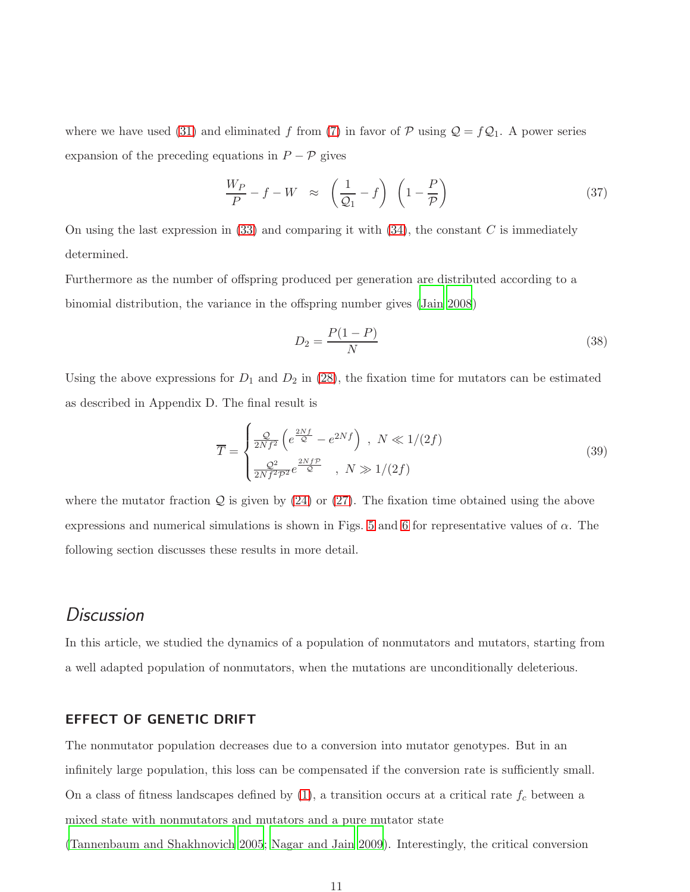where we have used (31) and eliminated $f$ from (7) in favor of $\mathcal{P}$ using $\mathcal{Q} = f\mathcal{Q}_1$. A power series expansion of the preceding equations in $P - \mathcal{P}$ gives

$$\frac{W_P}{P} - f - W \approx \left(\frac{1}{\mathcal{Q}_1} - f\right) \left(1 - \frac{P}{\mathcal{P}}\right) \tag{37}$$

On using the last expression in (33) and comparing it with (34), the constant $C$ is immediately determined.

Furthermore as the number of offspring produced per generation are distributed according to a binomial distribution, the variance in the offspring number gives (Jain 2008)

$$D_2 = \frac{P(1-P)}{N} \tag{38}$$

Using the above expressions for $D_1$ and $D_2$ in (28), the fixation time for mutators can be estimated as described in Appendix D. The final result is

$$\overline{T} = \begin{cases} \frac{\mathcal{Q}}{2Nf^2}\left(e^{\frac{2Nf}{\mathcal{Q}}} - e^{2Nf}\right) \ , \ N \ll 1/(2f) \\ \frac{\mathcal{Q}^2}{2Nf^2\mathcal{P}^2} e^{\frac{2Nf\mathcal{P}}{\mathcal{Q}}} \quad , \ N \gg 1/(2f) \end{cases} \tag{39}$$

where the mutator fraction $\mathcal{Q}$ is given by (24) or (27). The fixation time obtained using the above expressions and numerical simulations is shown in Figs. 5 and 6 for representative values of $\alpha$. The following section discusses these results in more detail.

## *Discussion*

In this article, we studied the dynamics of a population of nonmutators and mutators, starting from a well adapted population of nonmutators, when the mutations are unconditionally deleterious.

### EFFECT OF GENETIC DRIFT

The nonmutator population decreases due to a conversion into mutator genotypes. But in an infinitely large population, this loss can be compensated if the conversion rate is sufficiently small. On a class of fitness landscapes defined by (1), a transition occurs at a critical rate $f_c$ between a mixed state with nonmutators and mutators and a pure mutator state (Tannenbaum and Shakhnovich 2005; Nagar and Jain 2009). Interestingly, the critical conversion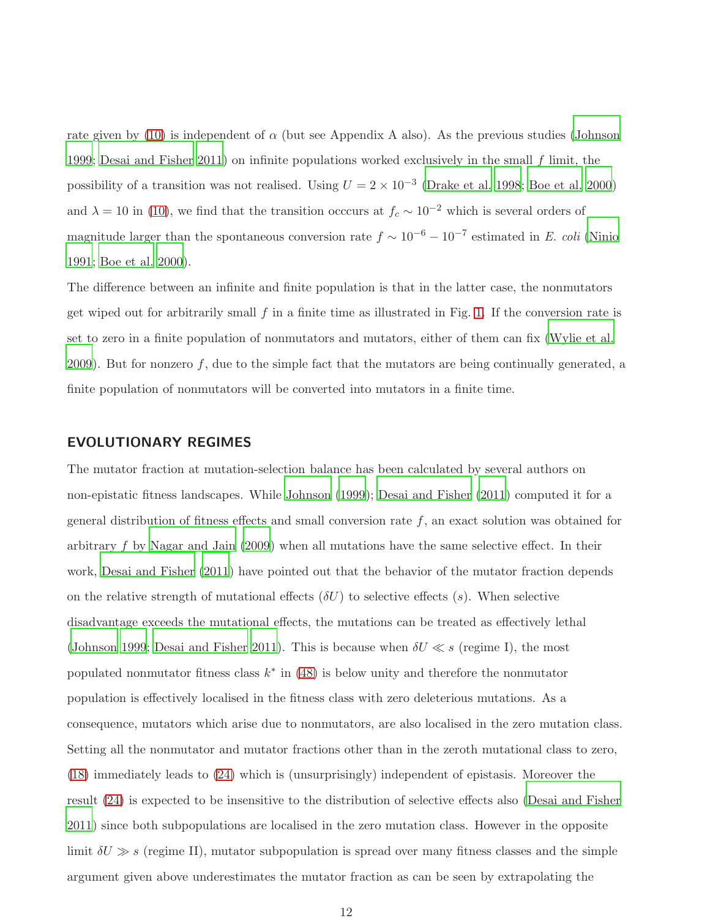rate given by (10) is independent of $\alpha$ (but see Appendix A also). As the previous studies (Johnson 1999; Desai and Fisher 2011) on infinite populations worked exclusively in the small $f$ limit, the possibility of a transition was not realised. Using $U = 2 \times 10^{-3}$ (Drake et al. 1998; Boe et al. 2000) and $\lambda = 10$ in (10), we find that the transition occcurs at $f_c \sim 10^{-2}$ which is several orders of magnitude larger than the spontaneous conversion rate $f \sim 10^{-6} - 10^{-7}$ estimated in *E. coli* (Ninio 1991; Boe et al. 2000).

The difference between an infinite and finite population is that in the latter case, the nonmutators get wiped out for arbitrarily small $f$ in a finite time as illustrated in Fig. 1. If the conversion rate is set to zero in a finite population of nonmutators and mutators, either of them can fix (Wylie et al. 2009). But for nonzero $f$, due to the simple fact that the mutators are being continually generated, a finite population of nonmutators will be converted into mutators in a finite time.

## EVOLUTIONARY REGIMES

The mutator fraction at mutation-selection balance has been calculated by several authors on non-epistatic fitness landscapes. While Johnson (1999); Desai and Fisher (2011) computed it for a general distribution of fitness effects and small conversion rate $f$, an exact solution was obtained for arbitrary $f$ by Nagar and Jain (2009) when all mutations have the same selective effect. In their work, Desai and Fisher (2011) have pointed out that the behavior of the mutator fraction depends on the relative strength of mutational effects ($\delta U$) to selective effects ($s$). When selective disadvantage exceeds the mutational effects, the mutations can be treated as effectively lethal (Johnson 1999; Desai and Fisher 2011). This is because when $\delta U \ll s$ (regime I), the most populated nonmutator fitness class $k^*$ in (48) is below unity and therefore the nonmutator population is effectively localised in the fitness class with zero deleterious mutations. As a consequence, mutators which arise due to nonmutators, are also localised in the zero mutation class. Setting all the nonmutator and mutator fractions other than in the zeroth mutational class to zero, (18) immediately leads to (24) which is (unsurprisingly) independent of epistasis. Moreover the result (24) is expected to be insensitive to the distribution of selective effects also (Desai and Fisher 2011) since both subpopulations are localised in the zero mutation class. However in the opposite limit $\delta U \gg s$ (regime II), mutator subpopulation is spread over many fitness classes and the simple argument given above underestimates the mutator fraction as can be seen by extrapolating the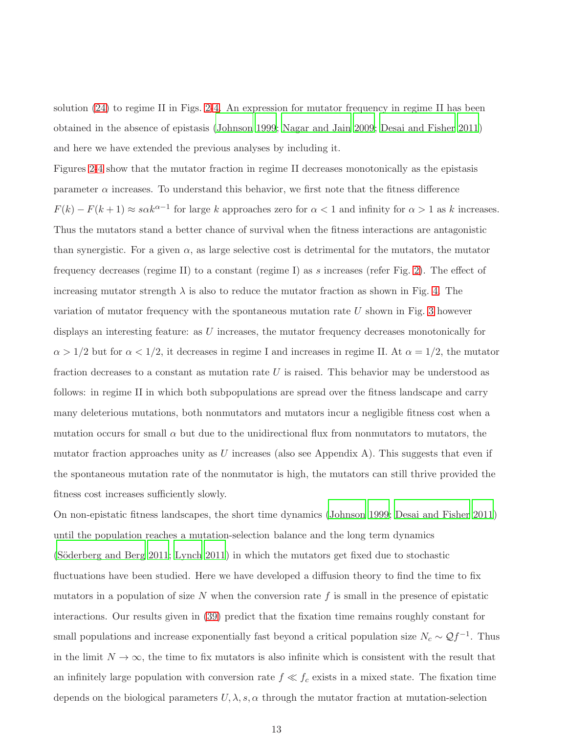solution (24) to regime II in Figs. 2-4. An expression for mutator frequency in regime II has been obtained in the absence of epistasis (Johnson 1999; Nagar and Jain 2009; Desai and Fisher 2011) and here we have extended the previous analyses by including it.

Figures 2-4 show that the mutator fraction in regime II decreases monotonically as the epistasis parameter $\alpha$ increases. To understand this behavior, we first note that the fitness difference $F(k) - F(k+1) \approx s\alpha k^{\alpha-1}$ for large $k$ approaches zero for $\alpha < 1$ and infinity for $\alpha > 1$ as $k$ increases. Thus the mutators stand a better chance of survival when the fitness interactions are antagonistic than synergistic. For a given $\alpha$, as large selective cost is detrimental for the mutators, the mutator frequency decreases (regime II) to a constant (regime I) as $s$ increases (refer Fig. 2). The effect of increasing mutator strength $\lambda$ is also to reduce the mutator fraction as shown in Fig. 4. The variation of mutator frequency with the spontaneous mutation rate $U$ shown in Fig. 3 however displays an interesting feature: as $U$ increases, the mutator frequency decreases monotonically for $\alpha > 1/2$ but for $\alpha < 1/2$, it decreases in regime I and increases in regime II. At $\alpha = 1/2$, the mutator fraction decreases to a constant as mutation rate $U$ is raised. This behavior may be understood as follows: in regime II in which both subpopulations are spread over the fitness landscape and carry many deleterious mutations, both nonmutators and mutators incur a negligible fitness cost when a mutation occurs for small $\alpha$ but due to the unidirectional flux from nonmutators to mutators, the mutator fraction approaches unity as $U$ increases (also see Appendix A). This suggests that even if the spontaneous mutation rate of the nonmutator is high, the mutators can still thrive provided the fitness cost increases sufficiently slowly.

On non-epistatic fitness landscapes, the short time dynamics (Johnson 1999; Desai and Fisher 2011) until the population reaches a mutation-selection balance and the long term dynamics (Söderberg and Berg 2011; Lynch 2011) in which the mutators get fixed due to stochastic fluctuations have been studied. Here we have developed a diffusion theory to find the time to fix mutators in a population of size $N$ when the conversion rate $f$ is small in the presence of epistatic interactions. Our results given in (39) predict that the fixation time remains roughly constant for small populations and increase exponentially fast beyond a critical population size $N_c \sim \mathcal{Q} f^{-1}$. Thus in the limit $N \to \infty$, the time to fix mutators is also infinite which is consistent with the result that an infinitely large population with conversion rate $f \ll f_c$ exists in a mixed state. The fixation time depends on the biological parameters $U, \lambda, s, \alpha$ through the mutator fraction at mutation-selection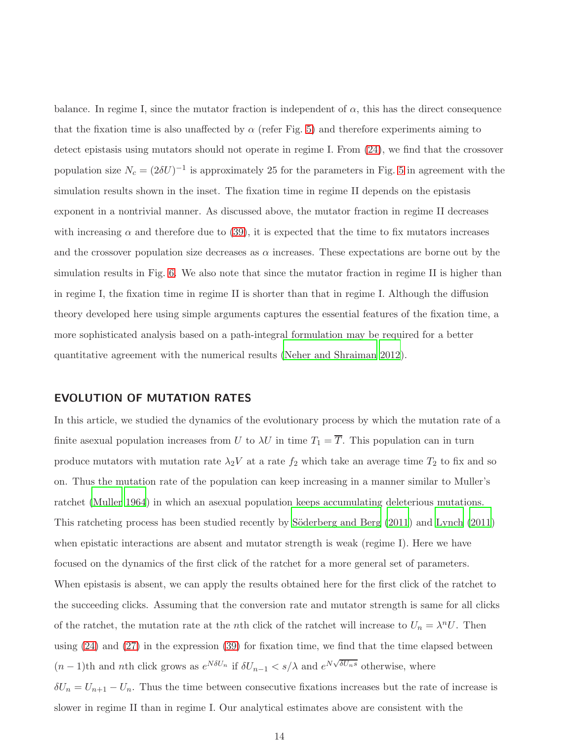balance. In regime I, since the mutator fraction is independent of $\alpha$, this has the direct consequence that the fixation time is also unaffected by $\alpha$ (refer Fig. 5) and therefore experiments aiming to detect epistasis using mutators should not operate in regime I. From (24), we find that the crossover population size $N_c = (2\delta U)^{-1}$ is approximately 25 for the parameters in Fig. 5 in agreement with the simulation results shown in the inset. The fixation time in regime II depends on the epistasis exponent in a nontrivial manner. As discussed above, the mutator fraction in regime II decreases with increasing $\alpha$ and therefore due to (39), it is expected that the time to fix mutators increases and the crossover population size decreases as $\alpha$ increases. These expectations are borne out by the simulation results in Fig. 6. We also note that since the mutator fraction in regime II is higher than in regime I, the fixation time in regime II is shorter than that in regime I. Although the diffusion theory developed here using simple arguments captures the essential features of the fixation time, a more sophisticated analysis based on a path-integral formulation may be required for a better quantitative agreement with the numerical results (Neher and Shraiman 2012).

## EVOLUTION OF MUTATION RATES

In this article, we studied the dynamics of the evolutionary process by which the mutation rate of a finite asexual population increases from $U$ to $\lambda U$ in time $T_1 = \overline{T}$. This population can in turn produce mutators with mutation rate $\lambda_2 V$ at a rate $f_2$ which take an average time $T_2$ to fix and so on. Thus the mutation rate of the population can keep increasing in a manner similar to Muller's ratchet (Muller 1964) in which an asexual population keeps accumulating deleterious mutations. This ratcheting process has been studied recently by Söderberg and Berg (2011) and Lynch (2011) when epistatic interactions are absent and mutator strength is weak (regime I). Here we have focused on the dynamics of the first click of the ratchet for a more general set of parameters. When epistasis is absent, we can apply the results obtained here for the first click of the ratchet to the succeeding clicks. Assuming that the conversion rate and mutator strength is same for all clicks of the ratchet, the mutation rate at the $n$th click of the ratchet will increase to $U_n = \lambda^n U$. Then using (24) and (27) in the expression (39) for fixation time, we find that the time elapsed between $(n-1)$th and $n$th click grows as $e^{N\delta U_n}$ if $\delta U_{n-1} < s/\lambda$ and $e^{N\sqrt{\delta U_n s}}$ otherwise, where $\delta U_n = U_{n+1} - U_n$. Thus the time between consecutive fixations increases but the rate of increase is slower in regime II than in regime I. Our analytical estimates above are consistent with the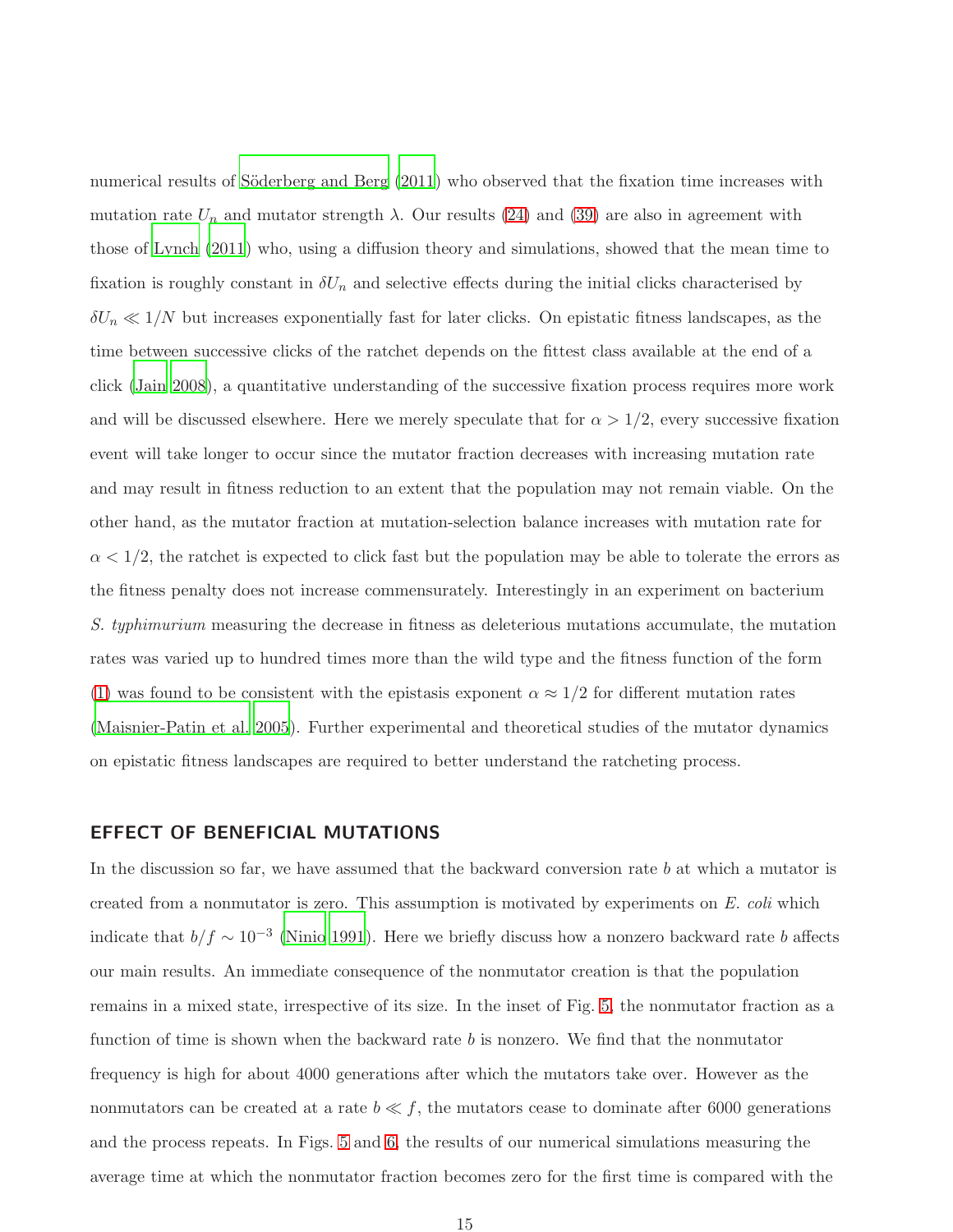numerical results of Söderberg and Berg (2011) who observed that the fixation time increases with mutation rate $U_n$ and mutator strength $\lambda$. Our results (24) and (39) are also in agreement with those of Lynch (2011) who, using a diffusion theory and simulations, showed that the mean time to fixation is roughly constant in $\delta U_n$ and selective effects during the initial clicks characterised by $\delta U_n \ll 1/N$ but increases exponentially fast for later clicks. On epistatic fitness landscapes, as the time between successive clicks of the ratchet depends on the fittest class available at the end of a click (Jain 2008), a quantitative understanding of the successive fixation process requires more work and will be discussed elsewhere. Here we merely speculate that for $\alpha > 1/2$, every successive fixation event will take longer to occur since the mutator fraction decreases with increasing mutation rate and may result in fitness reduction to an extent that the population may not remain viable. On the other hand, as the mutator fraction at mutation-selection balance increases with mutation rate for $\alpha < 1/2$, the ratchet is expected to click fast but the population may be able to tolerate the errors as the fitness penalty does not increase commensurately. Interestingly in an experiment on bacterium *S. typhimurium* measuring the decrease in fitness as deleterious mutations accumulate, the mutation rates was varied up to hundred times more than the wild type and the fitness function of the form (1) was found to be consistent with the epistasis exponent $\alpha \approx 1/2$ for different mutation rates (Maisnier-Patin et al. 2005). Further experimental and theoretical studies of the mutator dynamics on epistatic fitness landscapes are required to better understand the ratcheting process.

## EFFECT OF BENEFICIAL MUTATIONS

In the discussion so far, we have assumed that the backward conversion rate $b$ at which a mutator is created from a nonmutator is zero. This assumption is motivated by experiments on *E. coli* which indicate that $b/f \sim 10^{-3}$ (Ninio 1991). Here we briefly discuss how a nonzero backward rate $b$ affects our main results. An immediate consequence of the nonmutator creation is that the population remains in a mixed state, irrespective of its size. In the inset of Fig. 5, the nonmutator fraction as a function of time is shown when the backward rate $b$ is nonzero. We find that the nonmutator frequency is high for about 4000 generations after which the mutators take over. However as the nonmutators can be created at a rate $b \ll f$, the mutators cease to dominate after 6000 generations and the process repeats. In Figs. 5 and 6, the results of our numerical simulations measuring the average time at which the nonmutator fraction becomes zero for the first time is compared with the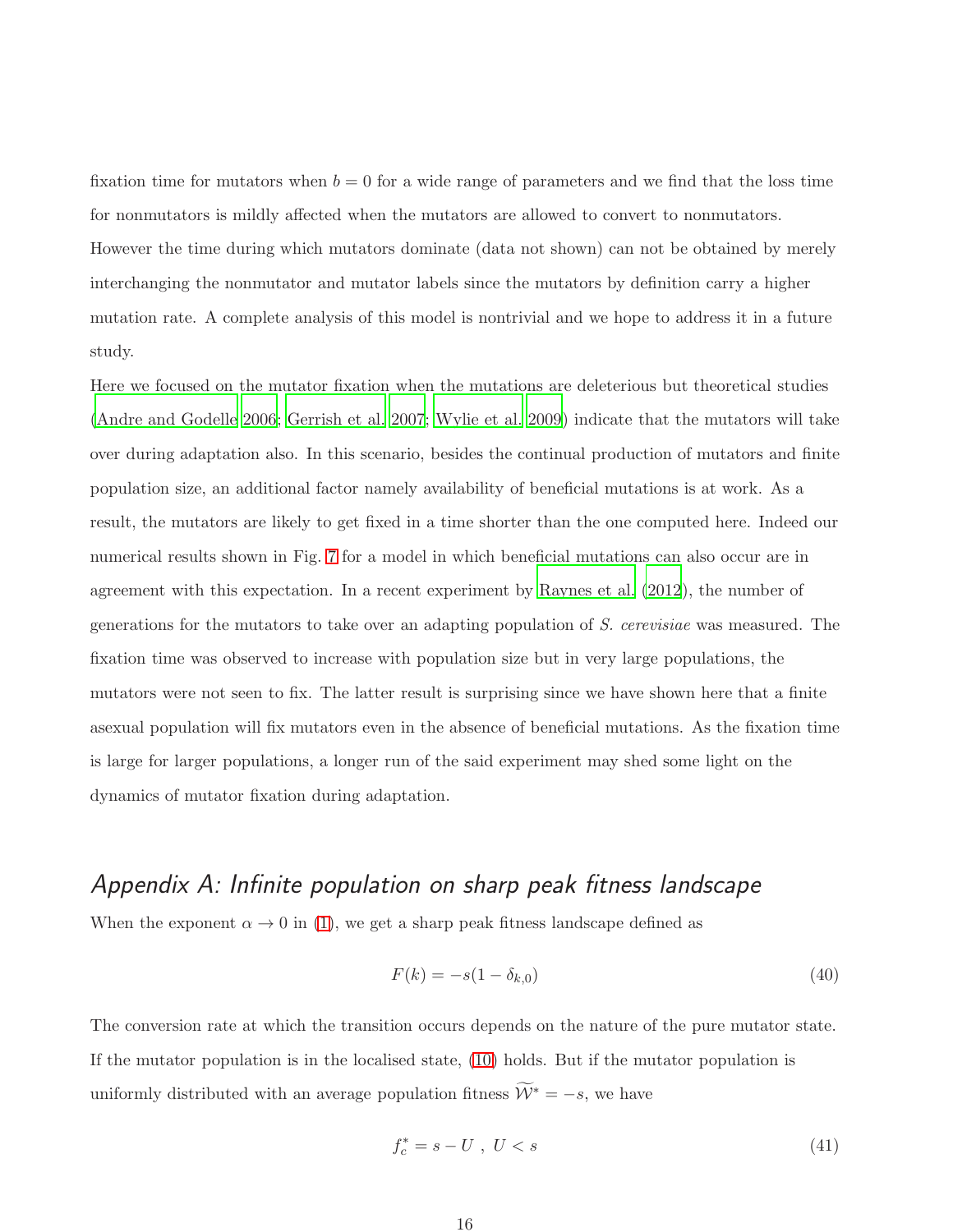fixation time for mutators when $b = 0$ for a wide range of parameters and we find that the loss time for nonmutators is mildly affected when the mutators are allowed to convert to nonmutators. However the time during which mutators dominate (data not shown) can not be obtained by merely interchanging the nonmutator and mutator labels since the mutators by definition carry a higher mutation rate. A complete analysis of this model is nontrivial and we hope to address it in a future study.

Here we focused on the mutator fixation when the mutations are deleterious but theoretical studies (Andre and Godelle 2006; Gerrish et al. 2007; Wylie et al. 2009) indicate that the mutators will take over during adaptation also. In this scenario, besides the continual production of mutators and finite population size, an additional factor namely availability of beneficial mutations is at work. As a result, the mutators are likely to get fixed in a time shorter than the one computed here. Indeed our numerical results shown in Fig. 7 for a model in which beneficial mutations can also occur are in agreement with this expectation. In a recent experiment by Raynes et al. (2012), the number of generations for the mutators to take over an adapting population of *S. cerevisiae* was measured. The fixation time was observed to increase with population size but in very large populations, the mutators were not seen to fix. The latter result is surprising since we have shown here that a finite asexual population will fix mutators even in the absence of beneficial mutations. As the fixation time is large for larger populations, a longer run of the said experiment may shed some light on the dynamics of mutator fixation during adaptation.

## *Appendix A: Infinite population on sharp peak fitness landscape*

When the exponent $\alpha \to 0$ in (1), we get a sharp peak fitness landscape defined as

$$F(k) = -s(1 - \delta_{k,0}) \tag{40}$$

The conversion rate at which the transition occurs depends on the nature of the pure mutator state. If the mutator population is in the localised state, (10) holds. But if the mutator population is uniformly distributed with an average population fitness $\widetilde{\mathcal{W}}^* = -s$, we have

$$f_c^* = s - U \ , \ U < s \tag{41}$$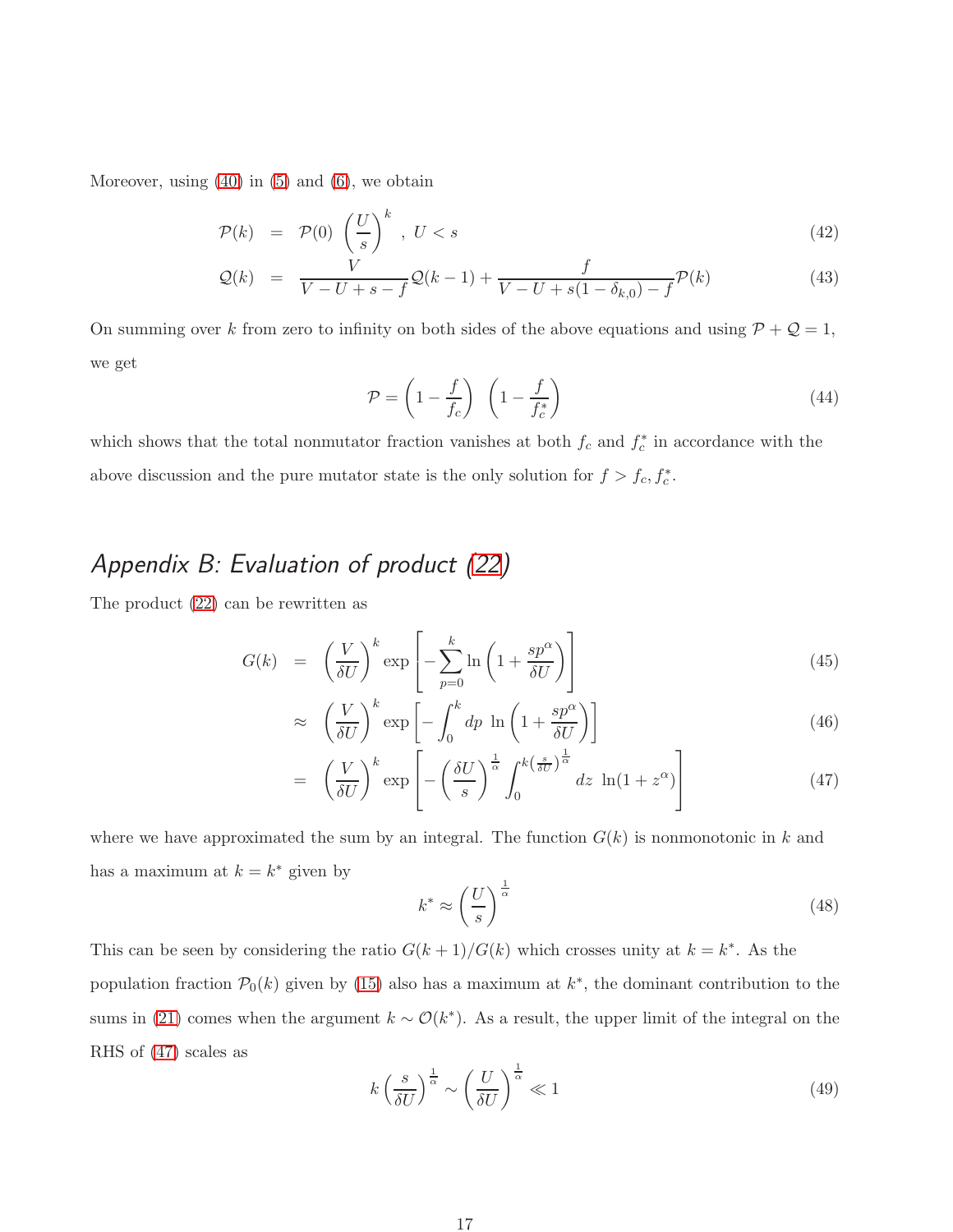Moreover, using (40) in (5) and (6), we obtain

$$
\mathcal{P}(k) = \mathcal{P}(0) \left(\frac{U}{s}\right)^k \ , \ U < s \tag{42}
$$

$$
\mathcal{Q}(k) = \frac{V}{V - U + s - f} \mathcal{Q}(k-1) + \frac{f}{V - U + s(1 - \delta_{k,0}) - f} \mathcal{P}(k) \tag{43}
$$

On summing over $k$ from zero to infinity on both sides of the above equations and using $\mathcal{P} + \mathcal{Q} = 1$, we get

$$
\mathcal{P} = \left(1 - \frac{f}{f_c}\right) \left(1 - \frac{f}{f_c^*}\right) \tag{44}
$$

which shows that the total nonmutator fraction vanishes at both $f_c$ and $f_c^*$ in accordance with the above discussion and the pure mutator state is the only solution for $f > f_c, f_c^*$.

## *Appendix B: Evaluation of product (22)*

The product (22) can be rewritten as

$$
\begin{aligned}
G(k) &= \left(\frac{V}{\delta U}\right)^k \exp\left[-\sum_{p=0}^{k} \ln\left(1 + \frac{s p^\alpha}{\delta U}\right)\right] &(45)\\
&\approx \left(\frac{V}{\delta U}\right)^k \exp\left[-\int_0^k dp \ \ln\left(1 + \frac{s p^\alpha}{\delta U}\right)\right] &(46)\\
&= \left(\frac{V}{\delta U}\right)^k \exp\left[-\left(\frac{\delta U}{s}\right)^{\frac{1}{\alpha}} \int_0^{k\left(\frac{s}{\delta U}\right)^{\frac{1}{\alpha}}} dz \ \ln(1 + z^\alpha)\right] &(47)
\end{aligned}
$$

where we have approximated the sum by an integral. The function $G(k)$ is nonmonotonic in $k$ and has a maximum at $k = k^*$ given by

$$
k^* \approx \left(\frac{U}{s}\right)^{\frac{1}{\alpha}} \tag{48}
$$

This can be seen by considering the ratio $G(k+1)/G(k)$ which crosses unity at $k = k^*$. As the population fraction $\mathcal{P}_0(k)$ given by (15) also has a maximum at $k^*$, the dominant contribution to the sums in (21) comes when the argument $k \sim \mathcal{O}(k^*)$. As a result, the upper limit of the integral on the RHS of (47) scales as

$$
k \left(\frac{s}{\delta U}\right)^{\frac{1}{\alpha}} \sim \left(\frac{U}{\delta U}\right)^{\frac{1}{\alpha}} \ll 1 \tag{49}
$$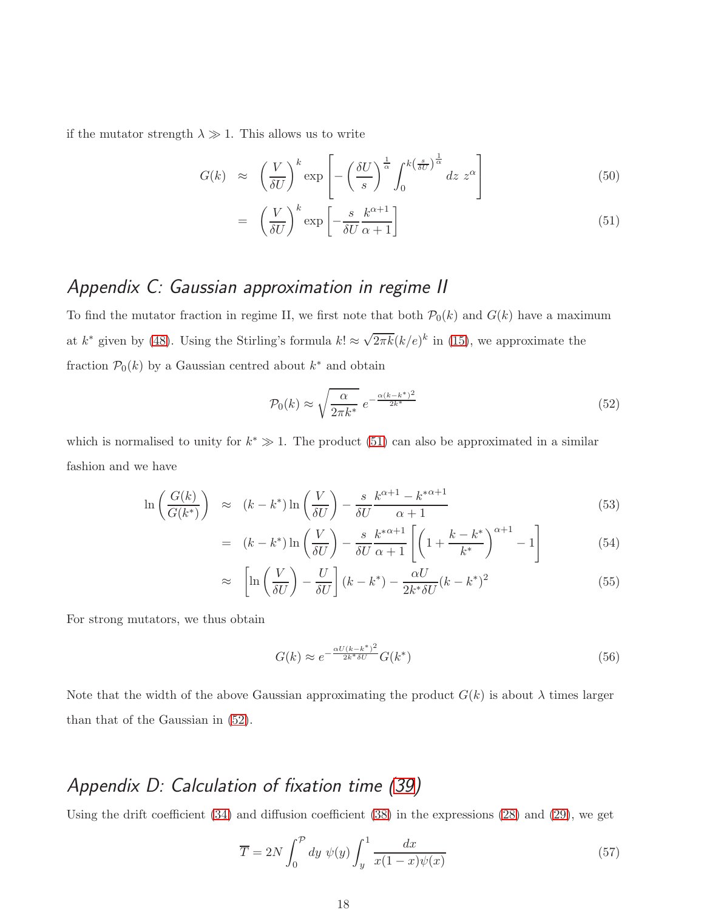if the mutator strength $\lambda \gg 1$. This allows us to write

$$G(k) \approx \left(\frac{V}{\delta U}\right)^k \exp\left[-\left(\frac{\delta U}{s}\right)^{\frac{1}{\alpha}} \int_0^{k\left(\frac{s}{\delta U}\right)^{\frac{1}{\alpha}}} dz \; z^\alpha\right] \tag{50}$$

$$= \left(\frac{V}{\delta U}\right)^k \exp\left[-\frac{s}{\delta U}\frac{k^{\alpha+1}}{\alpha+1}\right] \tag{51}$$

## *Appendix C: Gaussian approximation in regime II*

To find the mutator fraction in regime II, we first note that both $\mathcal{P}_0(k)$ and $G(k)$ have a maximum at $k^*$ given by (48). Using the Stirling's formula $k! \approx \sqrt{2\pi k}(k/e)^k$ in (15), we approximate the fraction $\mathcal{P}_0(k)$ by a Gaussian centred about $k^*$ and obtain

$$\mathcal{P}_0(k) \approx \sqrt{\frac{\alpha}{2\pi k^*}}\; e^{-\frac{\alpha(k-k^*)^2}{2k^*}} \tag{52}$$

which is normalised to unity for $k^* \gg 1$. The product (51) can also be approximated in a similar fashion and we have

$$\ln\left(\frac{G(k)}{G(k^*)}\right) \approx (k-k^*)\ln\left(\frac{V}{\delta U}\right) - \frac{s}{\delta U}\frac{k^{\alpha+1} - {k^*}^{\alpha+1}}{\alpha+1} \tag{53}$$

$$= (k-k^*)\ln\left(\frac{V}{\delta U}\right) - \frac{s}{\delta U}\frac{{k^*}^{\alpha+1}}{\alpha+1}\left[\left(1+\frac{k-k^*}{k^*}\right)^{\alpha+1} - 1\right] \tag{54}$$

$$\approx \left[\ln\left(\frac{V}{\delta U}\right) - \frac{U}{\delta U}\right](k-k^*) - \frac{\alpha U}{2k^*\delta U}(k-k^*)^2 \tag{55}$$

For strong mutators, we thus obtain

$$G(k) \approx e^{-\frac{\alpha U(k-k^*)^2}{2k^*\delta U}} G(k^*) \tag{56}$$

Note that the width of the above Gaussian approximating the product $G(k)$ is about $\lambda$ times larger than that of the Gaussian in (52).

## *Appendix D: Calculation of fixation time (39)*

Using the drift coefficient (34) and diffusion coefficient (38) in the expressions (28) and (29), we get

$$\overline{T} = 2N\int_0^{\mathcal{P}} dy\; \psi(y) \int_y^1 \frac{dx}{x(1-x)\psi(x)} \tag{57}$$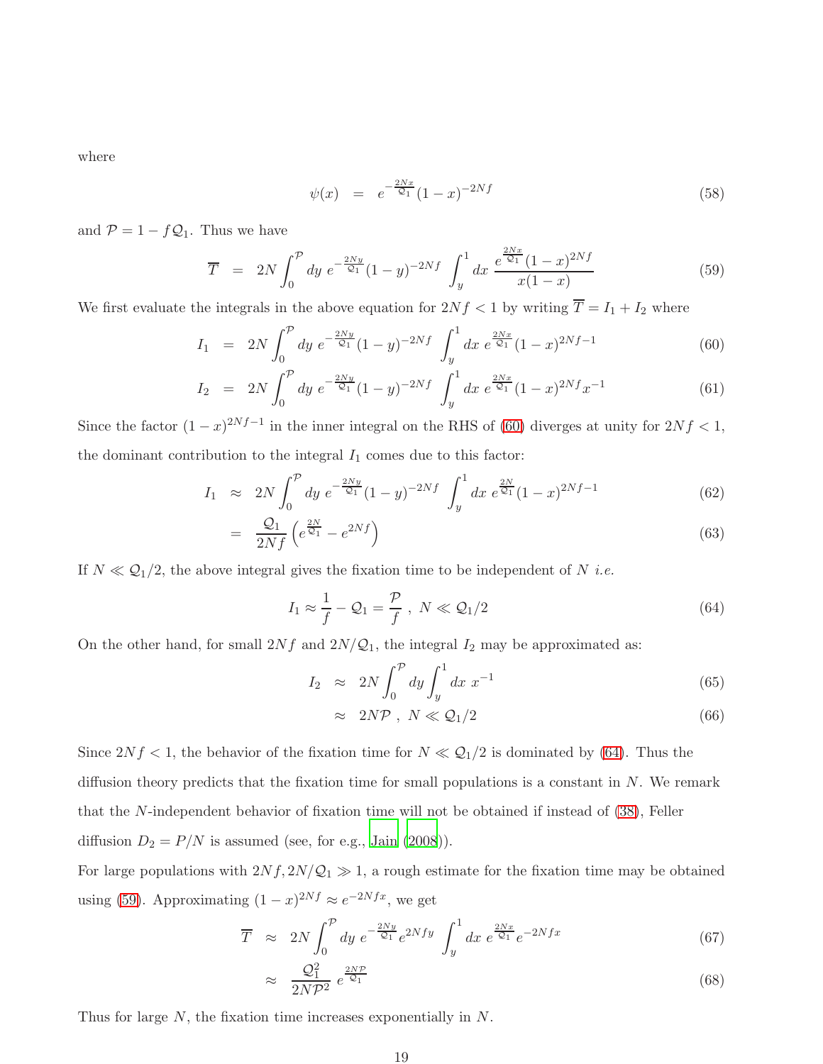where

$$\psi(x) \;=\; e^{-\frac{2Nx}{\mathcal{Q}_1}}(1-x)^{-2Nf} \tag{58}$$

and $\mathcal{P} = 1 - f\mathcal{Q}_1$. Thus we have

$$\overline{T} \;=\; 2N \int_0^{\mathcal{P}} dy\; e^{-\frac{2Ny}{\mathcal{Q}_1}}(1-y)^{-2Nf} \int_y^1 dx\; \frac{e^{\frac{2Nx}{\mathcal{Q}_1}}(1-x)^{2Nf}}{x(1-x)} \tag{59}$$

We first evaluate the integrals in the above equation for $2Nf < 1$ by writing $\overline{T} = I_1 + I_2$ where

$$I_1 \;=\; 2N \int_0^{\mathcal{P}} dy\; e^{-\frac{2Ny}{\mathcal{Q}_1}}(1-y)^{-2Nf} \int_y^1 dx\; e^{\frac{2Nx}{\mathcal{Q}_1}}(1-x)^{2Nf-1} \tag{60}$$

$$I_2 \;=\; 2N \int_0^{\mathcal{P}} dy\; e^{-\frac{2Ny}{\mathcal{Q}_1}}(1-y)^{-2Nf} \int_y^1 dx\; e^{\frac{2Nx}{\mathcal{Q}_1}}(1-x)^{2Nf} x^{-1} \tag{61}$$

Since the factor $(1-x)^{2Nf-1}$ in the inner integral on the RHS of (60) diverges at unity for $2Nf < 1$, the dominant contribution to the integral $I_1$ comes due to this factor:

$$I_1 \;\approx\; 2N \int_0^{\mathcal{P}} dy\; e^{-\frac{2Ny}{\mathcal{Q}_1}}(1-y)^{-2Nf} \int_y^1 dx\; e^{\frac{2N}{\mathcal{Q}_1}}(1-x)^{2Nf-1} \tag{62}$$

$$= \;\frac{\mathcal{Q}_1}{2Nf}\left(e^{\frac{2N}{\mathcal{Q}_1}} - e^{2Nf}\right) \tag{63}$$

If $N \ll \mathcal{Q}_1/2$, the above integral gives the fixation time to be independent of $N$ *i.e.*

$$I_1 \approx \frac{1}{f} - \mathcal{Q}_1 = \frac{\mathcal{P}}{f}\;,\; N \ll \mathcal{Q}_1/2 \tag{64}$$

On the other hand, for small $2Nf$ and $2N/\mathcal{Q}_1$, the integral $I_2$ may be approximated as:

$$I_2 \;\approx\; 2N \int_0^{\mathcal{P}} dy \int_y^1 dx\; x^{-1} \tag{65}$$

$$\approx\; 2N\mathcal{P}\;,\; N \ll \mathcal{Q}_1/2 \tag{66}$$

Since $2Nf < 1$, the behavior of the fixation time for $N \ll \mathcal{Q}_1/2$ is dominated by (64). Thus the diffusion theory predicts that the fixation time for small populations is a constant in $N$. We remark that the $N$-independent behavior of fixation time will not be obtained if instead of (38), Feller diffusion $D_2 = P/N$ is assumed (see, for e.g., Jain (2008)).

For large populations with $2Nf, 2N/\mathcal{Q}_1 \gg 1$, a rough estimate for the fixation time may be obtained using (59). Approximating $(1-x)^{2Nf} \approx e^{-2Nfx}$, we get

$$\overline{T} \;\approx\; 2N \int_0^{\mathcal{P}} dy\; e^{-\frac{2Ny}{\mathcal{Q}_1}} e^{2Nfy} \int_y^1 dx\; e^{\frac{2Nx}{\mathcal{Q}_1}} e^{-2Nfx} \tag{67}$$

$$\approx\; \frac{\mathcal{Q}_1^2}{2N\mathcal{P}^2}\; e^{\frac{2N\mathcal{P}}{\mathcal{Q}_1}} \tag{68}$$

Thus for large $N$, the fixation time increases exponentially in $N$.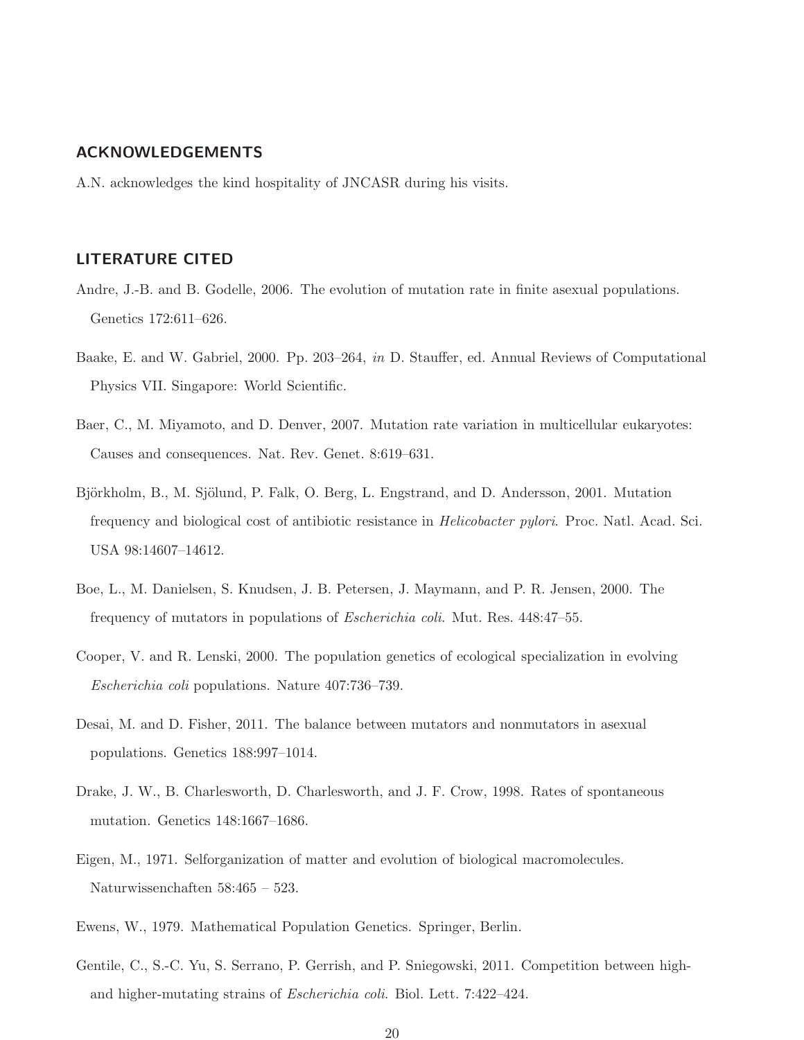## ACKNOWLEDGEMENTS

A.N. acknowledges the kind hospitality of JNCASR during his visits.

## LITERATURE CITED

Andre, J.-B. and B. Godelle, 2006. The evolution of mutation rate in finite asexual populations. Genetics 172:611–626.

Baake, E. and W. Gabriel, 2000. Pp. 203–264, *in* D. Stauffer, ed. Annual Reviews of Computational Physics VII. Singapore: World Scientific.

Baer, C., M. Miyamoto, and D. Denver, 2007. Mutation rate variation in multicellular eukaryotes: Causes and consequences. Nat. Rev. Genet. 8:619–631.

Björkholm, B., M. Sjölund, P. Falk, O. Berg, L. Engstrand, and D. Andersson, 2001. Mutation frequency and biological cost of antibiotic resistance in *Helicobacter pylori*. Proc. Natl. Acad. Sci. USA 98:14607–14612.

Boe, L., M. Danielsen, S. Knudsen, J. B. Petersen, J. Maymann, and P. R. Jensen, 2000. The frequency of mutators in populations of *Escherichia coli*. Mut. Res. 448:47–55.

Cooper, V. and R. Lenski, 2000. The population genetics of ecological specialization in evolving *Escherichia coli* populations. Nature 407:736–739.

Desai, M. and D. Fisher, 2011. The balance between mutators and nonmutators in asexual populations. Genetics 188:997–1014.

Drake, J. W., B. Charlesworth, D. Charlesworth, and J. F. Crow, 1998. Rates of spontaneous mutation. Genetics 148:1667–1686.

Eigen, M., 1971. Selforganization of matter and evolution of biological macromolecules. Naturwissenchaften 58:465 – 523.

Ewens, W., 1979. Mathematical Population Genetics. Springer, Berlin.

Gentile, C., S.-C. Yu, S. Serrano, P. Gerrish, and P. Sniegowski, 2011. Competition between high- and higher-mutating strains of *Escherichia coli*. Biol. Lett. 7:422–424.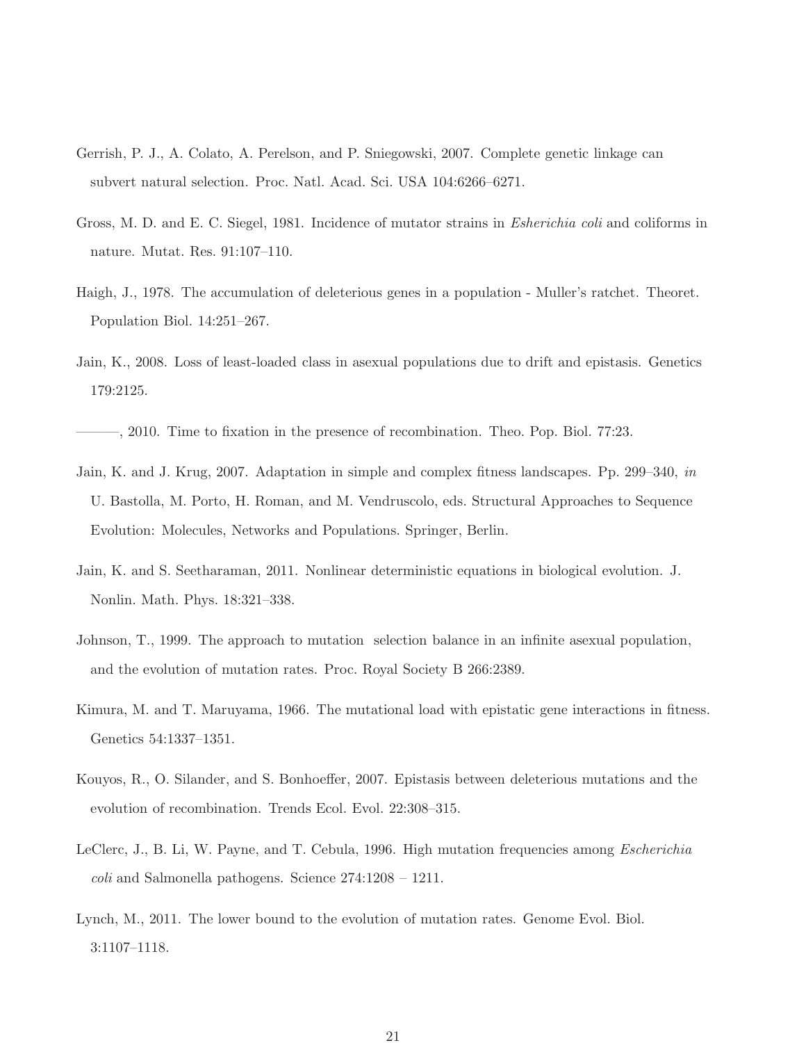Gerrish, P. J., A. Colato, A. Perelson, and P. Sniegowski, 2007. Complete genetic linkage can subvert natural selection. Proc. Natl. Acad. Sci. USA 104:6266–6271.

Gross, M. D. and E. C. Siegel, 1981. Incidence of mutator strains in *Esherichia coli* and coliforms in nature. Mutat. Res. 91:107–110.

Haigh, J., 1978. The accumulation of deleterious genes in a population - Muller's ratchet. Theoret. Population Biol. 14:251–267.

Jain, K., 2008. Loss of least-loaded class in asexual populations due to drift and epistasis. Genetics 179:2125.

———, 2010. Time to fixation in the presence of recombination. Theo. Pop. Biol. 77:23.

Jain, K. and J. Krug, 2007. Adaptation in simple and complex fitness landscapes. Pp. 299–340, *in* U. Bastolla, M. Porto, H. Roman, and M. Vendruscolo, eds. Structural Approaches to Sequence Evolution: Molecules, Networks and Populations. Springer, Berlin.

Jain, K. and S. Seetharaman, 2011. Nonlinear deterministic equations in biological evolution. J. Nonlin. Math. Phys. 18:321–338.

Johnson, T., 1999. The approach to mutation selection balance in an infinite asexual population, and the evolution of mutation rates. Proc. Royal Society B 266:2389.

Kimura, M. and T. Maruyama, 1966. The mutational load with epistatic gene interactions in fitness. Genetics 54:1337–1351.

Kouyos, R., O. Silander, and S. Bonhoeffer, 2007. Epistasis between deleterious mutations and the evolution of recombination. Trends Ecol. Evol. 22:308–315.

LeClerc, J., B. Li, W. Payne, and T. Cebula, 1996. High mutation frequencies among *Escherichia coli* and Salmonella pathogens. Science 274:1208 – 1211.

Lynch, M., 2011. The lower bound to the evolution of mutation rates. Genome Evol. Biol. 3:1107–1118.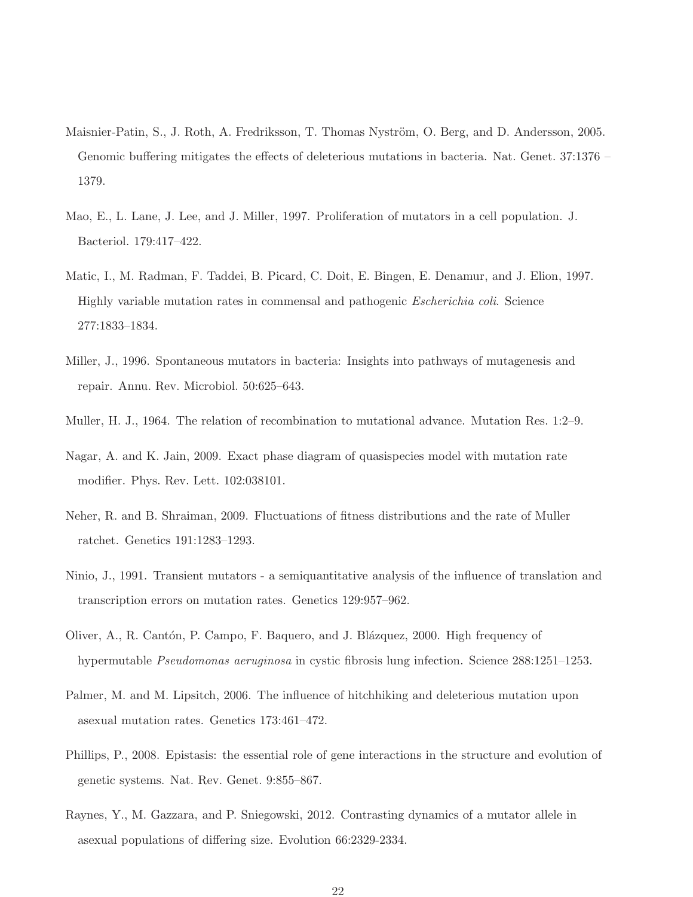Maisnier-Patin, S., J. Roth, A. Fredriksson, T. Thomas Nyström, O. Berg, and D. Andersson, 2005. Genomic buffering mitigates the effects of deleterious mutations in bacteria. Nat. Genet. 37:1376 – 1379.

Mao, E., L. Lane, J. Lee, and J. Miller, 1997. Proliferation of mutators in a cell population. J. Bacteriol. 179:417–422.

Matic, I., M. Radman, F. Taddei, B. Picard, C. Doit, E. Bingen, E. Denamur, and J. Elion, 1997. Highly variable mutation rates in commensal and pathogenic *Escherichia coli*. Science 277:1833–1834.

Miller, J., 1996. Spontaneous mutators in bacteria: Insights into pathways of mutagenesis and repair. Annu. Rev. Microbiol. 50:625–643.

Muller, H. J., 1964. The relation of recombination to mutational advance. Mutation Res. 1:2–9.

Nagar, A. and K. Jain, 2009. Exact phase diagram of quasispecies model with mutation rate modifier. Phys. Rev. Lett. 102:038101.

Neher, R. and B. Shraiman, 2009. Fluctuations of fitness distributions and the rate of Muller ratchet. Genetics 191:1283–1293.

Ninio, J., 1991. Transient mutators - a semiquantitative analysis of the influence of translation and transcription errors on mutation rates. Genetics 129:957–962.

Oliver, A., R. Cantón, P. Campo, F. Baquero, and J. Blázquez, 2000. High frequency of hypermutable *Pseudomonas aeruginosa* in cystic fibrosis lung infection. Science 288:1251–1253.

Palmer, M. and M. Lipsitch, 2006. The influence of hitchhiking and deleterious mutation upon asexual mutation rates. Genetics 173:461–472.

Phillips, P., 2008. Epistasis: the essential role of gene interactions in the structure and evolution of genetic systems. Nat. Rev. Genet. 9:855–867.

Raynes, Y., M. Gazzara, and P. Sniegowski, 2012. Contrasting dynamics of a mutator allele in asexual populations of differing size. Evolution 66:2329-2334.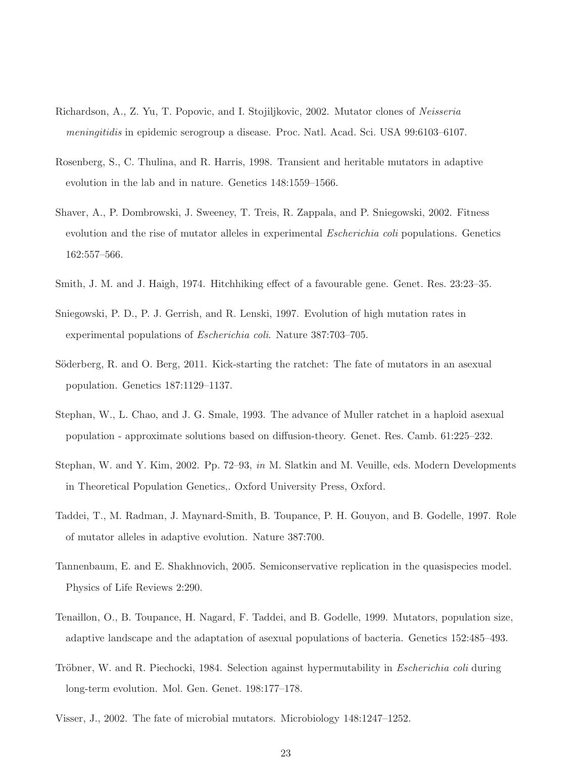Richardson, A., Z. Yu, T. Popovic, and I. Stojiljkovic, 2002. Mutator clones of *Neisseria meningitidis* in epidemic serogroup a disease. Proc. Natl. Acad. Sci. USA 99:6103–6107.

Rosenberg, S., C. Thulina, and R. Harris, 1998. Transient and heritable mutators in adaptive evolution in the lab and in nature. Genetics 148:1559–1566.

Shaver, A., P. Dombrowski, J. Sweeney, T. Treis, R. Zappala, and P. Sniegowski, 2002. Fitness evolution and the rise of mutator alleles in experimental *Escherichia coli* populations. Genetics 162:557–566.

Smith, J. M. and J. Haigh, 1974. Hitchhiking effect of a favourable gene. Genet. Res. 23:23–35.

Sniegowski, P. D., P. J. Gerrish, and R. Lenski, 1997. Evolution of high mutation rates in experimental populations of *Escherichia coli*. Nature 387:703–705.

Söderberg, R. and O. Berg, 2011. Kick-starting the ratchet: The fate of mutators in an asexual population. Genetics 187:1129–1137.

Stephan, W., L. Chao, and J. G. Smale, 1993. The advance of Muller ratchet in a haploid asexual population - approximate solutions based on diffusion-theory. Genet. Res. Camb. 61:225–232.

Stephan, W. and Y. Kim, 2002. Pp. 72–93, *in* M. Slatkin and M. Veuille, eds. Modern Developments in Theoretical Population Genetics,. Oxford University Press, Oxford.

Taddei, T., M. Radman, J. Maynard-Smith, B. Toupance, P. H. Gouyon, and B. Godelle, 1997. Role of mutator alleles in adaptive evolution. Nature 387:700.

Tannenbaum, E. and E. Shakhnovich, 2005. Semiconservative replication in the quasispecies model. Physics of Life Reviews 2:290.

Tenaillon, O., B. Toupance, H. Nagard, F. Taddei, and B. Godelle, 1999. Mutators, population size, adaptive landscape and the adaptation of asexual populations of bacteria. Genetics 152:485–493.

Tröbner, W. and R. Piechocki, 1984. Selection against hypermutability in *Escherichia coli* during long-term evolution. Mol. Gen. Genet. 198:177–178.

Visser, J., 2002. The fate of microbial mutators. Microbiology 148:1247–1252.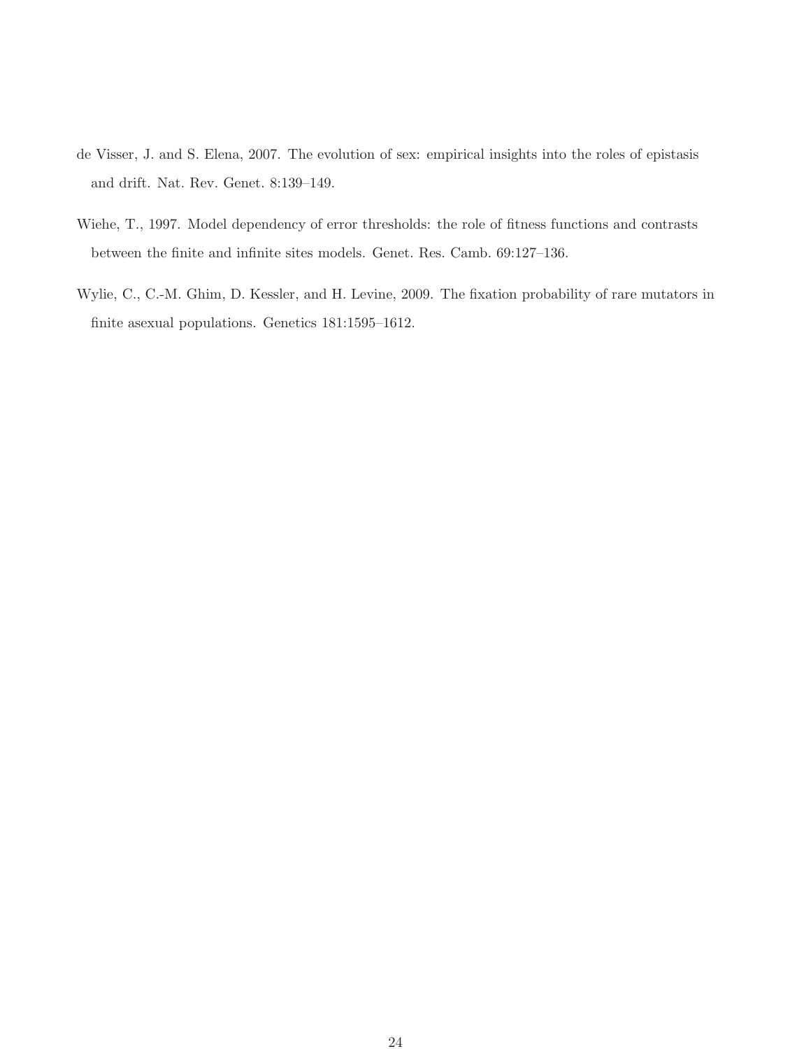de Visser, J. and S. Elena, 2007. The evolution of sex: empirical insights into the roles of epistasis and drift. Nat. Rev. Genet. 8:139–149.

Wiehe, T., 1997. Model dependency of error thresholds: the role of fitness functions and contrasts between the finite and infinite sites models. Genet. Res. Camb. 69:127–136.

Wylie, C., C.-M. Ghim, D. Kessler, and H. Levine, 2009. The fixation probability of rare mutators in finite asexual populations. Genetics 181:1595–1612.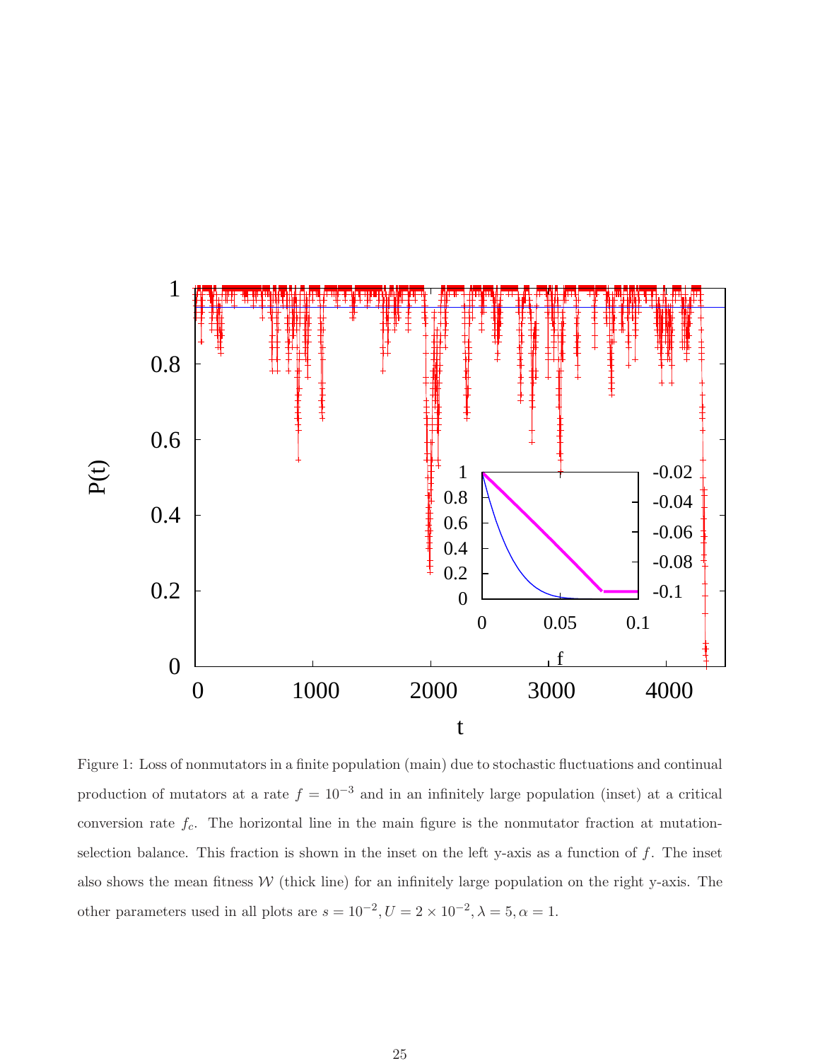Figure 1: Loss of nonmutators in a finite population (main) due to stochastic fluctuations and continual production of mutators at a rate $f = 10^{-3}$ and in an infinitely large population (inset) at a critical conversion rate $f_c$. The horizontal line in the main figure is the nonmutator fraction at mutation-selection balance. This fraction is shown in the inset on the left y-axis as a function of $f$. The inset also shows the mean fitness $\mathcal{W}$ (thick line) for an infinitely large population on the right y-axis. The other parameters used in all plots are $s = 10^{-2}, U = 2 \times 10^{-2}, \lambda = 5, \alpha = 1$.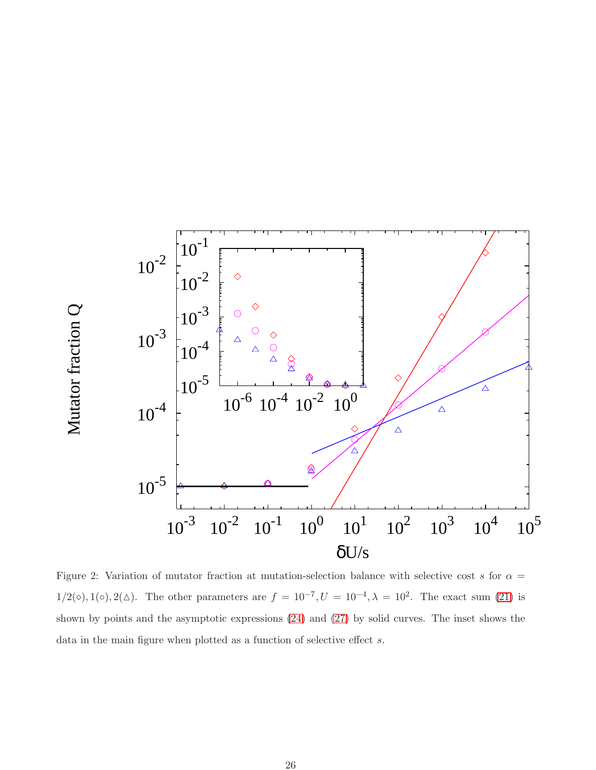Figure 2: Variation of mutator fraction at mutation-selection balance with selective cost $s$ for $\alpha = 1/2(\diamond), 1(\circ), 2(\triangle)$. The other parameters are $f = 10^{-7}, U = 10^{-4}, \lambda = 10^{2}$. The exact sum (21) is shown by points and the asymptotic expressions (24) and (27) by solid curves. The inset shows the data in the main figure when plotted as a function of selective effect $s$.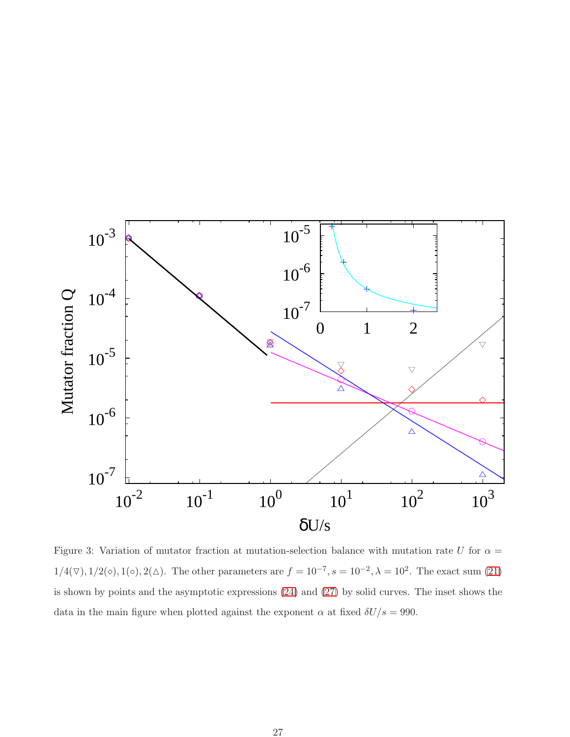Figure 3: Variation of mutator fraction at mutation-selection balance with mutation rate $U$ for $\alpha = 1/4(\triangledown), 1/2(\diamond), 1(\circ), 2(\triangle)$. The other parameters are $f = 10^{-7}, s = 10^{-2}, \lambda = 10^2$. The exact sum (21) is shown by points and the asymptotic expressions (24) and (27) by solid curves. The inset shows the data in the main figure when plotted against the exponent $\alpha$ at fixed $\delta U/s = 990$.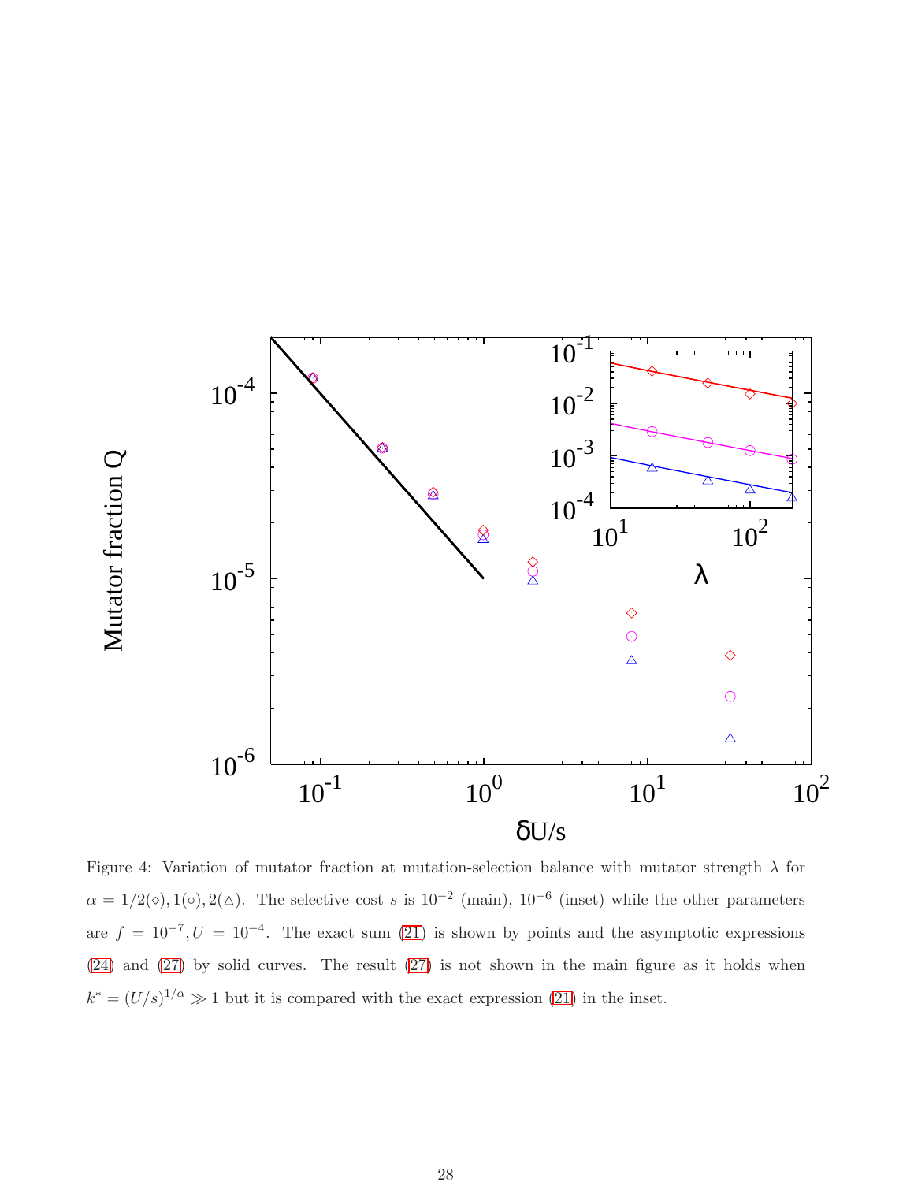Figure 4: Variation of mutator fraction at mutation-selection balance with mutator strength $\lambda$ for $\alpha = 1/2(\diamond), 1(\circ), 2(\triangle)$. The selective cost $s$ is $10^{-2}$ (main), $10^{-6}$ (inset) while the other parameters are $f = 10^{-7}, U = 10^{-4}$. The exact sum (21) is shown by points and the asymptotic expressions (24) and (27) by solid curves. The result (27) is not shown in the main figure as it holds when $k^* = (U/s)^{1/\alpha} \gg 1$ but it is compared with the exact expression (21) in the inset.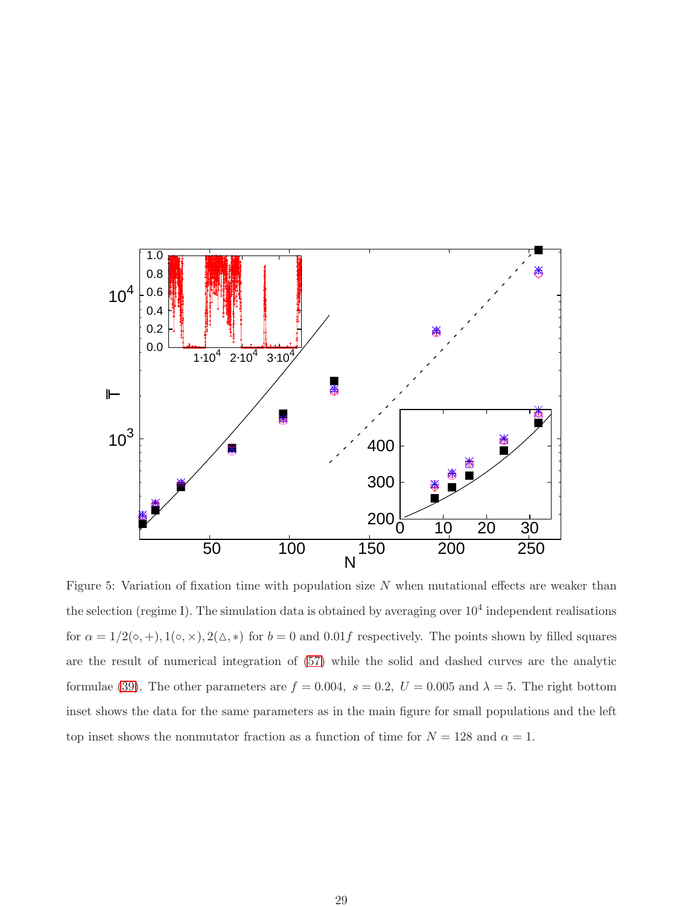Figure 5: Variation of fixation time with population size $N$ when mutational effects are weaker than the selection (regime I). The simulation data is obtained by averaging over $10^4$ independent realisations for $\alpha = 1/2(\diamond, +), 1(\circ, \times), 2(\triangle, *)$ for $b = 0$ and $0.01f$ respectively. The points shown by filled squares are the result of numerical integration of (57) while the solid and dashed curves are the analytic formulae (39). The other parameters are $f = 0.004,\ s = 0.2,\ U = 0.005$ and $\lambda = 5$. The right bottom inset shows the data for the same parameters as in the main figure for small populations and the left top inset shows the nonmutator fraction as a function of time for $N = 128$ and $\alpha = 1$.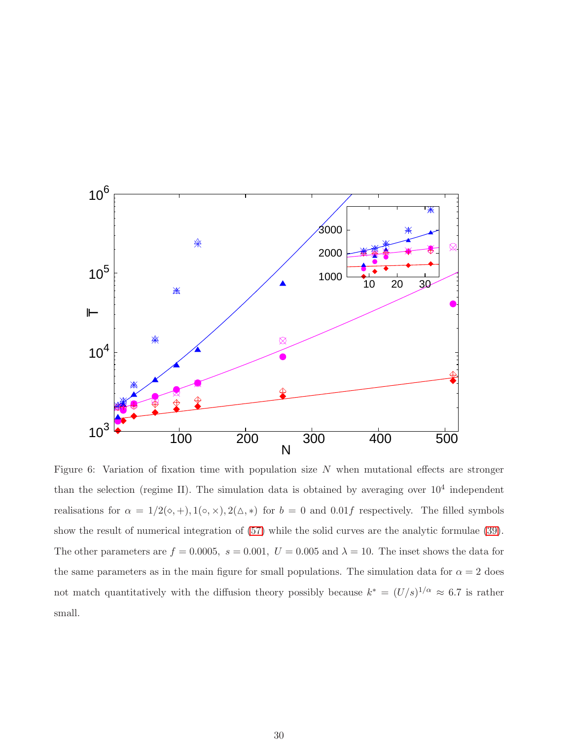Figure 6: Variation of fixation time with population size $N$ when mutational effects are stronger than the selection (regime II). The simulation data is obtained by averaging over $10^4$ independent realisations for $\alpha = 1/2(\diamond, +), 1(\circ, \times), 2(\triangle, *)$ for $b = 0$ and $0.01f$ respectively. The filled symbols show the result of numerical integration of (57) while the solid curves are the analytic formulae (39). The other parameters are $f = 0.0005$, $s = 0.001$, $U = 0.005$ and $\lambda = 10$. The inset shows the data for the same parameters as in the main figure for small populations. The simulation data for $\alpha = 2$ does not match quantitatively with the diffusion theory possibly because $k^* = (U/s)^{1/\alpha} \approx 6.7$ is rather small.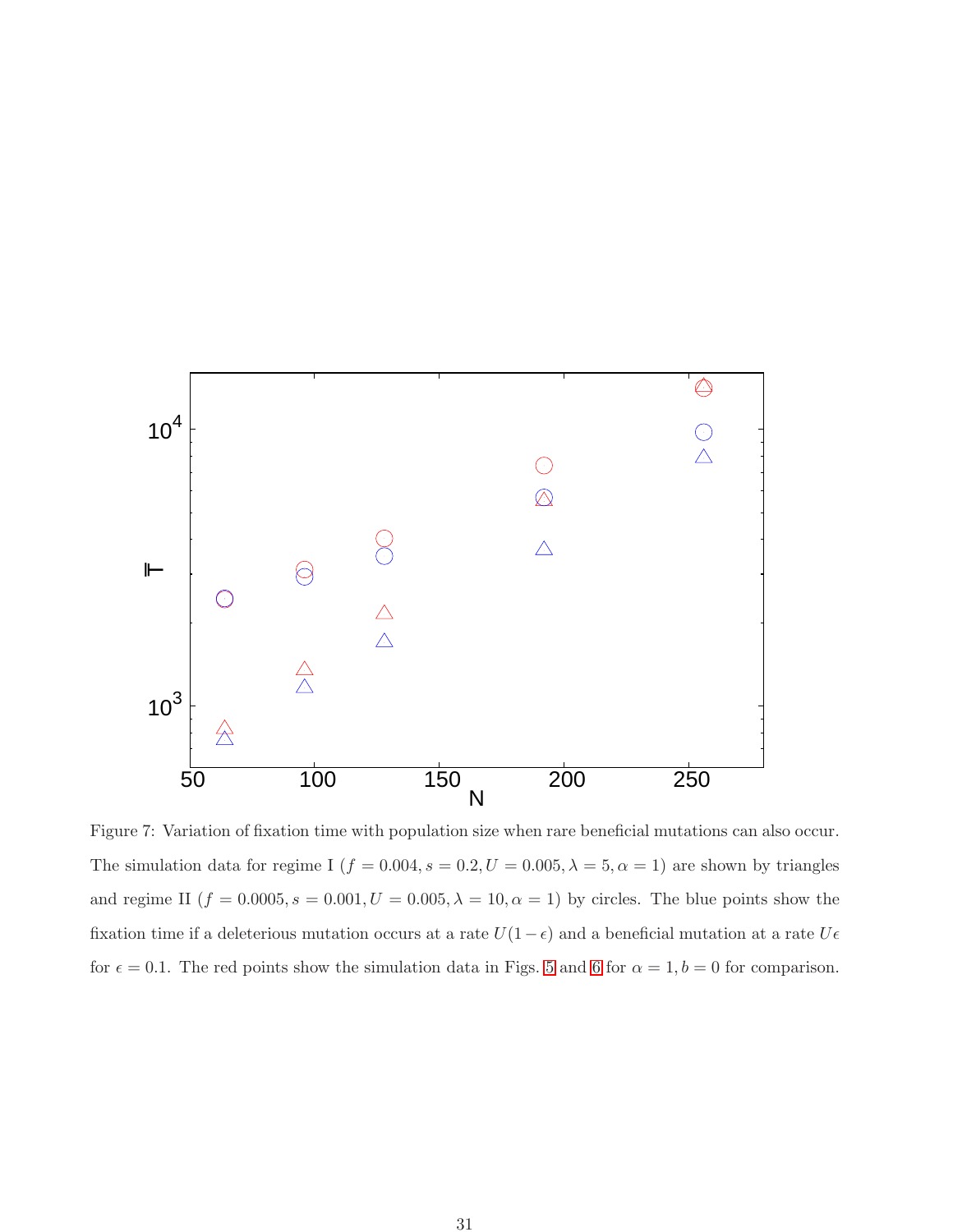$10^4$

T

$10^3$

50
100
150
200
250

N

Figure 7: Variation of fixation time with population size when rare beneficial mutations can also occur. The simulation data for regime I ($f = 0.004, s = 0.2, U = 0.005, \lambda = 5, \alpha = 1$) are shown by triangles and regime II ($f = 0.0005, s = 0.001, U = 0.005, \lambda = 10, \alpha = 1$) by circles. The blue points show the fixation time if a deleterious mutation occurs at a rate $U(1 - \epsilon)$ and a beneficial mutation at a rate $U\epsilon$ for $\epsilon = 0.1$. The red points show the simulation data in Figs. 5 and 6 for $\alpha = 1, b = 0$ for comparison.